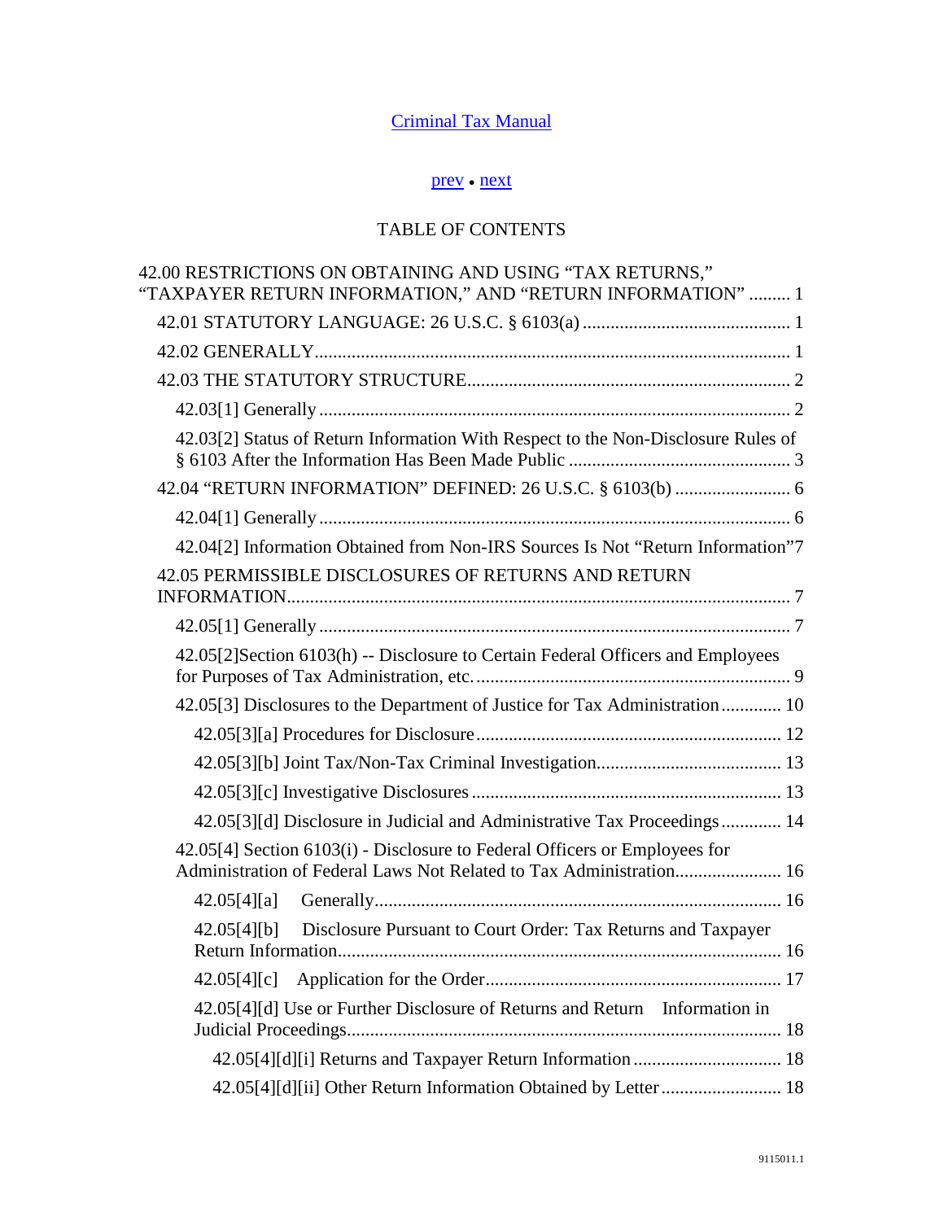[Criminal Tax Manual](#)

[prev](#) • [next](#)

# TABLE OF CONTENTS

42.00 RESTRICTIONS ON OBTAINING AND USING "TAX RETURNS," "TAXPAYER RETURN INFORMATION," AND "RETURN INFORMATION" ......... 1

- 42.01 STATUTORY LANGUAGE: 26 U.S.C. § 6103(a) ......... 1
- 42.02 GENERALLY ......... 1
- 42.03 THE STATUTORY STRUCTURE ......... 2
  - 42.03[1] Generally ......... 2
  - 42.03[2] Status of Return Information With Respect to the Non-Disclosure Rules of § 6103 After the Information Has Been Made Public ......... 3
- 42.04 "RETURN INFORMATION" DEFINED: 26 U.S.C. § 6103(b) ......... 6
  - 42.04[1] Generally ......... 6
  - 42.04[2] Information Obtained from Non-IRS Sources Is Not "Return Information" 7
- 42.05 PERMISSIBLE DISCLOSURES OF RETURNS AND RETURN INFORMATION ......... 7
  - 42.05[1] Generally ......... 7
  - 42.05[2]Section 6103(h) -- Disclosure to Certain Federal Officers and Employees for Purposes of Tax Administration, etc. ......... 9
  - 42.05[3] Disclosures to the Department of Justice for Tax Administration ......... 10
    - 42.05[3][a] Procedures for Disclosure ......... 12
    - 42.05[3][b] Joint Tax/Non-Tax Criminal Investigation ......... 13
    - 42.05[3][c] Investigative Disclosures ......... 13
    - 42.05[3][d] Disclosure in Judicial and Administrative Tax Proceedings ......... 14
  - 42.05[4] Section 6103(i) - Disclosure to Federal Officers or Employees for Administration of Federal Laws Not Related to Tax Administration ......... 16
    - 42.05[4][a] Generally ......... 16
    - 42.05[4][b] Disclosure Pursuant to Court Order: Tax Returns and Taxpayer Return Information ......... 16
    - 42.05[4][c] Application for the Order ......... 17
    - 42.05[4][d] Use or Further Disclosure of Returns and Return Information in Judicial Proceedings ......... 18
      - 42.05[4][d][i] Returns and Taxpayer Return Information ......... 18
      - 42.05[4][d][ii] Other Return Information Obtained by Letter ......... 18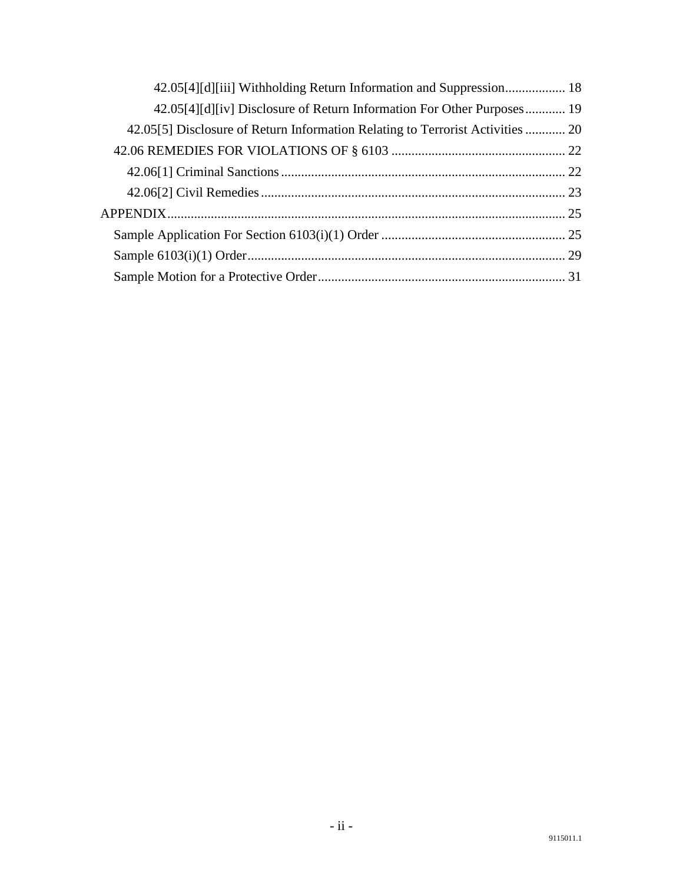42.05[4][d][iii] Withholding Return Information and Suppression.................. 18

42.05[4][d][iv] Disclosure of Return Information For Other Purposes............ 19

42.05[5] Disclosure of Return Information Relating to Terrorist Activities ............ 20

42.06 REMEDIES FOR VIOLATIONS OF § 6103 .................................................... 22

42.06[1] Criminal Sanctions .................................................................................... 22

42.06[2] Civil Remedies .......................................................................................... 23

APPENDIX....................................................................................................................... 25

Sample Application For Section 6103(i)(1) Order ....................................................... 25

Sample 6103(i)(1) Order.............................................................................................. 29

Sample Motion for a Protective Order.......................................................................... 31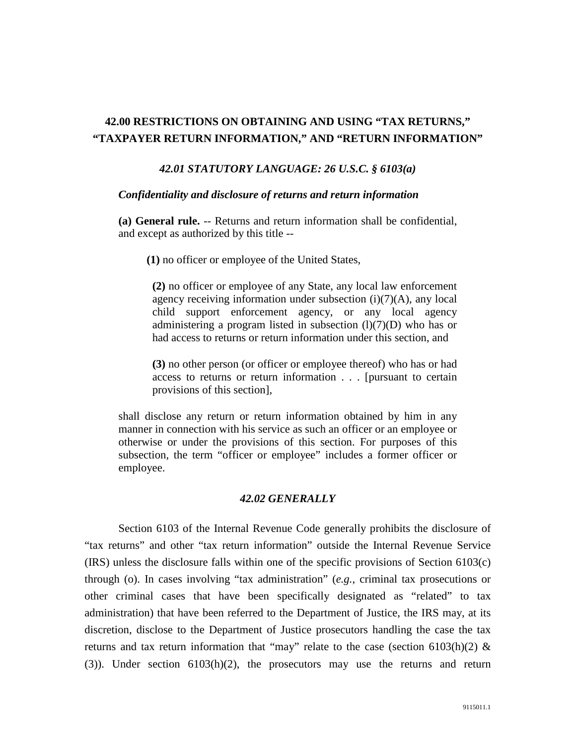## 42.00 RESTRICTIONS ON OBTAINING AND USING "TAX RETURNS," "TAXPAYER RETURN INFORMATION," AND "RETURN INFORMATION"

### *42.01 STATUTORY LANGUAGE: 26 U.S.C. § 6103(a)*

***Confidentiality and disclosure of returns and return information***

> **(a) General rule.** -- Returns and return information shall be confidential, and except as authorized by this title --
>
> **(1)** no officer or employee of the United States,
>
> **(2)** no officer or employee of any State, any local law enforcement agency receiving information under subsection (i)(7)(A), any local child support enforcement agency, or any local agency administering a program listed in subsection (l)(7)(D) who has or had access to returns or return information under this section, and
>
> **(3)** no other person (or officer or employee thereof) who has or had access to returns or return information . . . [pursuant to certain provisions of this section],
>
> shall disclose any return or return information obtained by him in any manner in connection with his service as such an officer or an employee or otherwise or under the provisions of this section. For purposes of this subsection, the term "officer or employee" includes a former officer or employee.

### *42.02 GENERALLY*

Section 6103 of the Internal Revenue Code generally prohibits the disclosure of "tax returns" and other "tax return information" outside the Internal Revenue Service (IRS) unless the disclosure falls within one of the specific provisions of Section 6103(c) through (o). In cases involving "tax administration" (*e.g.*, criminal tax prosecutions or other criminal cases that have been specifically designated as "related" to tax administration) that have been referred to the Department of Justice, the IRS may, at its discretion, disclose to the Department of Justice prosecutors handling the case the tax returns and tax return information that "may" relate to the case (section 6103(h)(2) & (3)). Under section 6103(h)(2), the prosecutors may use the returns and return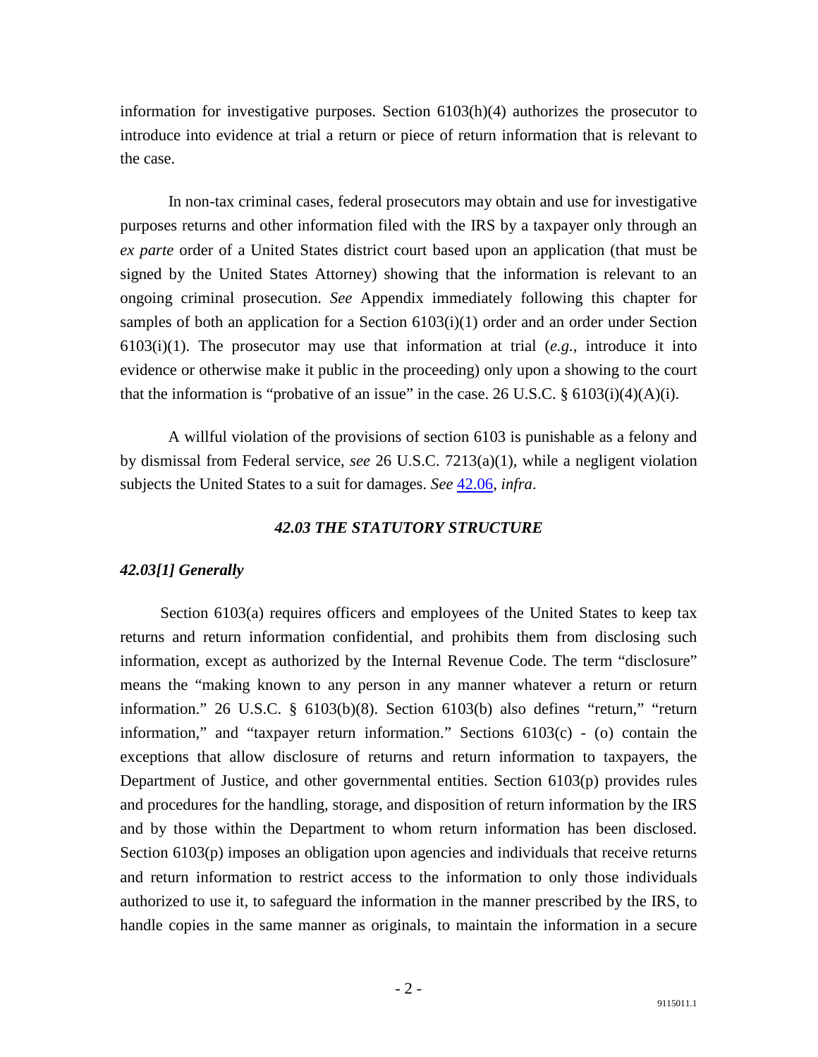information for investigative purposes. Section 6103(h)(4) authorizes the prosecutor to introduce into evidence at trial a return or piece of return information that is relevant to the case.

In non-tax criminal cases, federal prosecutors may obtain and use for investigative purposes returns and other information filed with the IRS by a taxpayer only through an *ex parte* order of a United States district court based upon an application (that must be signed by the United States Attorney) showing that the information is relevant to an ongoing criminal prosecution. *See* Appendix immediately following this chapter for samples of both an application for a Section 6103(i)(1) order and an order under Section 6103(i)(1). The prosecutor may use that information at trial (*e.g.*, introduce it into evidence or otherwise make it public in the proceeding) only upon a showing to the court that the information is "probative of an issue" in the case. 26 U.S.C. § 6103(i)(4)(A)(i).

A willful violation of the provisions of section 6103 is punishable as a felony and by dismissal from Federal service, *see* 26 U.S.C. 7213(a)(1), while a negligent violation subjects the United States to a suit for damages. *See* 42.06, *infra*.

### *42.03 THE STATUTORY STRUCTURE*

#### *42.03[1] Generally*

Section 6103(a) requires officers and employees of the United States to keep tax returns and return information confidential, and prohibits them from disclosing such information, except as authorized by the Internal Revenue Code. The term "disclosure" means the "making known to any person in any manner whatever a return or return information." 26 U.S.C. § 6103(b)(8). Section 6103(b) also defines "return," "return information," and "taxpayer return information." Sections 6103(c) - (o) contain the exceptions that allow disclosure of returns and return information to taxpayers, the Department of Justice, and other governmental entities. Section 6103(p) provides rules and procedures for the handling, storage, and disposition of return information by the IRS and by those within the Department to whom return information has been disclosed. Section 6103(p) imposes an obligation upon agencies and individuals that receive returns and return information to restrict access to the information to only those individuals authorized to use it, to safeguard the information in the manner prescribed by the IRS, to handle copies in the same manner as originals, to maintain the information in a secure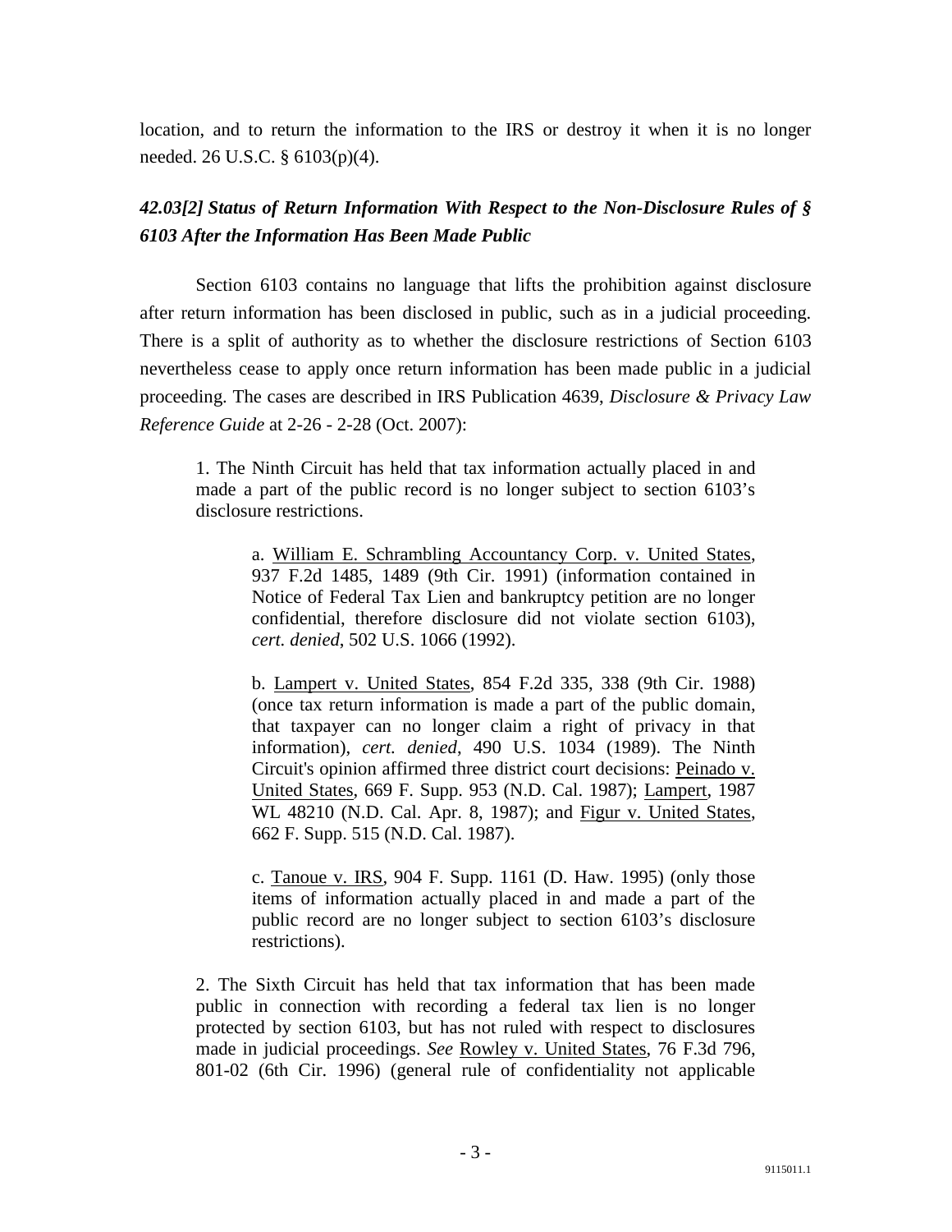location, and to return the information to the IRS or destroy it when it is no longer needed. 26 U.S.C. § 6103(p)(4).

### *42.03[2] Status of Return Information With Respect to the Non-Disclosure Rules of § 6103 After the Information Has Been Made Public*

Section 6103 contains no language that lifts the prohibition against disclosure after return information has been disclosed in public, such as in a judicial proceeding. There is a split of authority as to whether the disclosure restrictions of Section 6103 nevertheless cease to apply once return information has been made public in a judicial proceeding. The cases are described in IRS Publication 4639, *Disclosure & Privacy Law Reference Guide* at 2-26 - 2-28 (Oct. 2007):

> 1. The Ninth Circuit has held that tax information actually placed in and made a part of the public record is no longer subject to section 6103's disclosure restrictions.
>
> > a. William E. Schrambling Accountancy Corp. v. United States, 937 F.2d 1485, 1489 (9th Cir. 1991) (information contained in Notice of Federal Tax Lien and bankruptcy petition are no longer confidential, therefore disclosure did not violate section 6103), *cert. denied*, 502 U.S. 1066 (1992).
> >
> > b. Lampert v. United States, 854 F.2d 335, 338 (9th Cir. 1988) (once tax return information is made a part of the public domain, that taxpayer can no longer claim a right of privacy in that information), *cert. denied*, 490 U.S. 1034 (1989). The Ninth Circuit's opinion affirmed three district court decisions: Peinado v. United States, 669 F. Supp. 953 (N.D. Cal. 1987); Lampert, 1987 WL 48210 (N.D. Cal. Apr. 8, 1987); and Figur v. United States, 662 F. Supp. 515 (N.D. Cal. 1987).
> >
> > c. Tanoue v. IRS, 904 F. Supp. 1161 (D. Haw. 1995) (only those items of information actually placed in and made a part of the public record are no longer subject to section 6103's disclosure restrictions).
>
> 2. The Sixth Circuit has held that tax information that has been made public in connection with recording a federal tax lien is no longer protected by section 6103, but has not ruled with respect to disclosures made in judicial proceedings. *See* Rowley v. United States, 76 F.3d 796, 801-02 (6th Cir. 1996) (general rule of confidentiality not applicable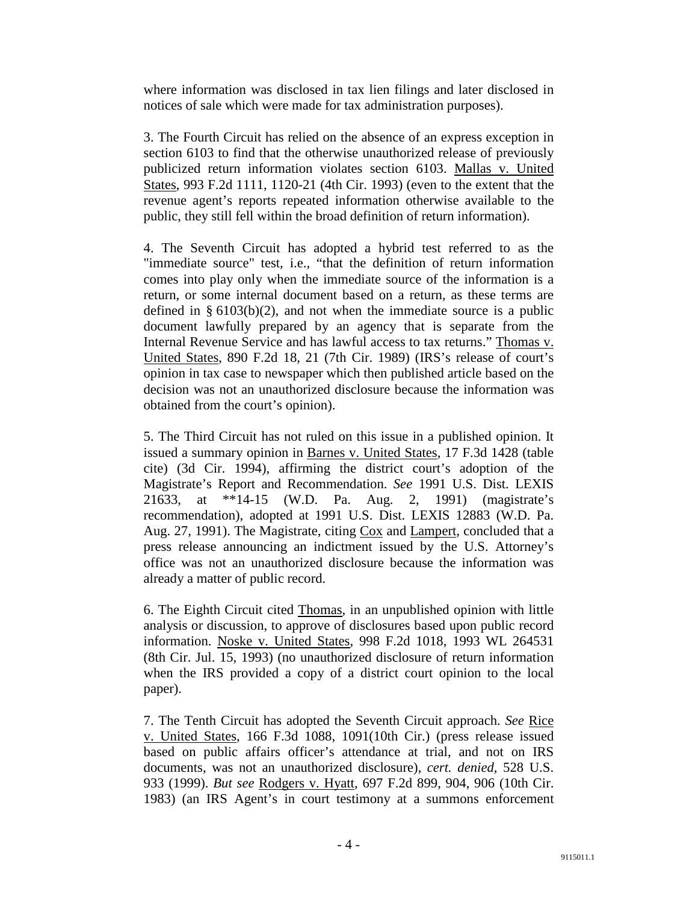where information was disclosed in tax lien filings and later disclosed in notices of sale which were made for tax administration purposes).

3. The Fourth Circuit has relied on the absence of an express exception in section 6103 to find that the otherwise unauthorized release of previously publicized return information violates section 6103. Mallas v. United States, 993 F.2d 1111, 1120-21 (4th Cir. 1993) (even to the extent that the revenue agent's reports repeated information otherwise available to the public, they still fell within the broad definition of return information).

4. The Seventh Circuit has adopted a hybrid test referred to as the "immediate source" test, i.e., "that the definition of return information comes into play only when the immediate source of the information is a return, or some internal document based on a return, as these terms are defined in § 6103(b)(2), and not when the immediate source is a public document lawfully prepared by an agency that is separate from the Internal Revenue Service and has lawful access to tax returns." Thomas v. United States, 890 F.2d 18, 21 (7th Cir. 1989) (IRS's release of court's opinion in tax case to newspaper which then published article based on the decision was not an unauthorized disclosure because the information was obtained from the court's opinion).

5. The Third Circuit has not ruled on this issue in a published opinion. It issued a summary opinion in Barnes v. United States, 17 F.3d 1428 (table cite) (3d Cir. 1994), affirming the district court's adoption of the Magistrate's Report and Recommendation. *See* 1991 U.S. Dist. LEXIS 21633, at **14-15 (W.D. Pa. Aug. 2, 1991) (magistrate's recommendation), adopted at 1991 U.S. Dist. LEXIS 12883 (W.D. Pa. Aug. 27, 1991). The Magistrate, citing Cox and Lampert, concluded that a press release announcing an indictment issued by the U.S. Attorney's office was not an unauthorized disclosure because the information was already a matter of public record.

6. The Eighth Circuit cited Thomas, in an unpublished opinion with little analysis or discussion, to approve of disclosures based upon public record information. Noske v. United States, 998 F.2d 1018, 1993 WL 264531 (8th Cir. Jul. 15, 1993) (no unauthorized disclosure of return information when the IRS provided a copy of a district court opinion to the local paper).

7. The Tenth Circuit has adopted the Seventh Circuit approach. *See* Rice v. United States, 166 F.3d 1088, 1091(10th Cir.) (press release issued based on public affairs officer's attendance at trial, and not on IRS documents, was not an unauthorized disclosure), *cert. denied*, 528 U.S. 933 (1999). *But see* Rodgers v. Hyatt, 697 F.2d 899, 904, 906 (10th Cir. 1983) (an IRS Agent's in court testimony at a summons enforcement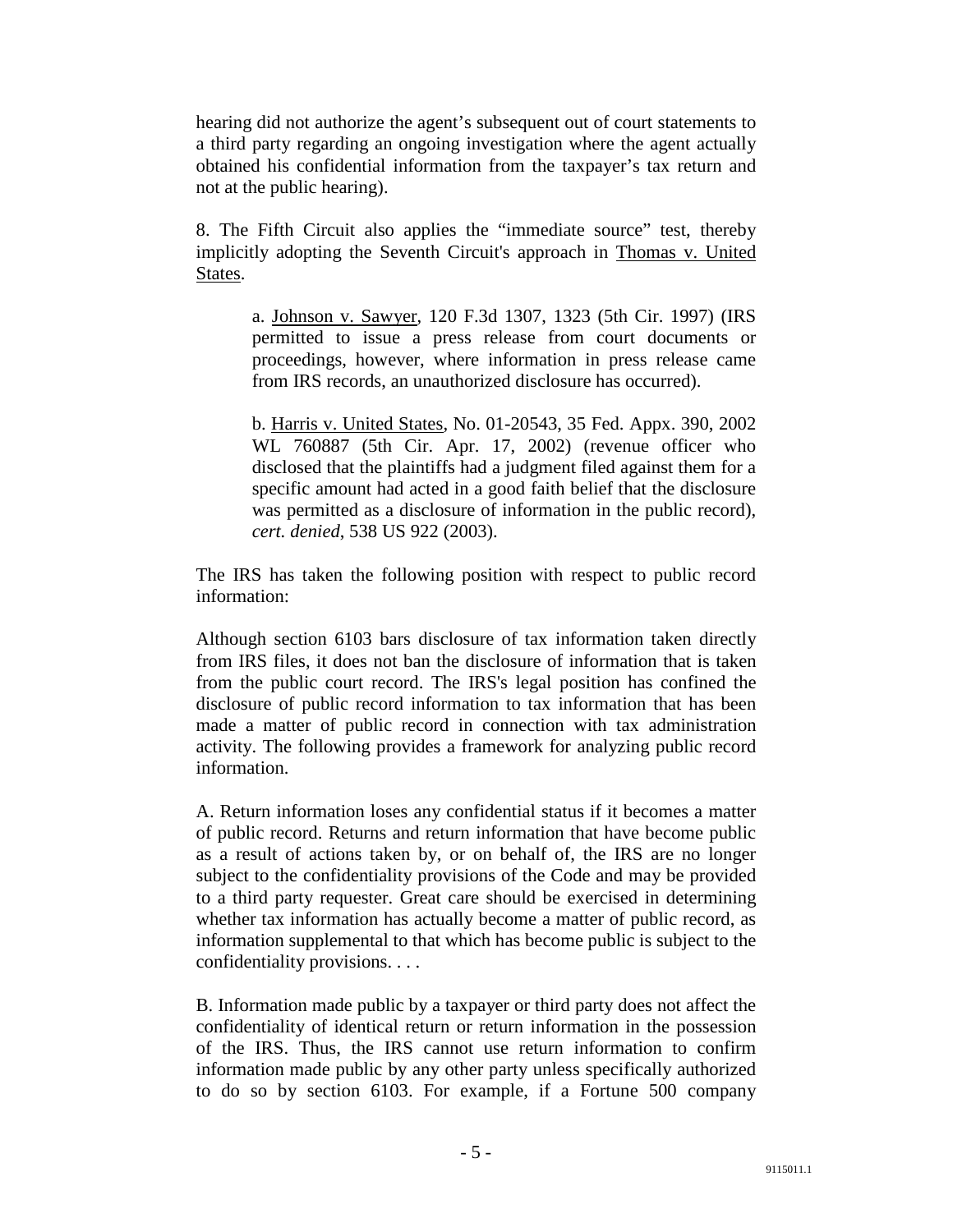hearing did not authorize the agent's subsequent out of court statements to a third party regarding an ongoing investigation where the agent actually obtained his confidential information from the taxpayer's tax return and not at the public hearing).

8. The Fifth Circuit also applies the "immediate source" test, thereby implicitly adopting the Seventh Circuit's approach in Thomas v. United States.

> a. Johnson v. Sawyer, 120 F.3d 1307, 1323 (5th Cir. 1997) (IRS permitted to issue a press release from court documents or proceedings, however, where information in press release came from IRS records, an unauthorized disclosure has occurred).
>
> b. Harris v. United States, No. 01-20543, 35 Fed. Appx. 390, 2002 WL 760887 (5th Cir. Apr. 17, 2002) (revenue officer who disclosed that the plaintiffs had a judgment filed against them for a specific amount had acted in a good faith belief that the disclosure was permitted as a disclosure of information in the public record), *cert. denied*, 538 US 922 (2003).

The IRS has taken the following position with respect to public record information:

Although section 6103 bars disclosure of tax information taken directly from IRS files, it does not ban the disclosure of information that is taken from the public court record. The IRS's legal position has confined the disclosure of public record information to tax information that has been made a matter of public record in connection with tax administration activity. The following provides a framework for analyzing public record information.

A. Return information loses any confidential status if it becomes a matter of public record. Returns and return information that have become public as a result of actions taken by, or on behalf of, the IRS are no longer subject to the confidentiality provisions of the Code and may be provided to a third party requester. Great care should be exercised in determining whether tax information has actually become a matter of public record, as information supplemental to that which has become public is subject to the confidentiality provisions. . . .

B. Information made public by a taxpayer or third party does not affect the confidentiality of identical return or return information in the possession of the IRS. Thus, the IRS cannot use return information to confirm information made public by any other party unless specifically authorized to do so by section 6103. For example, if a Fortune 500 company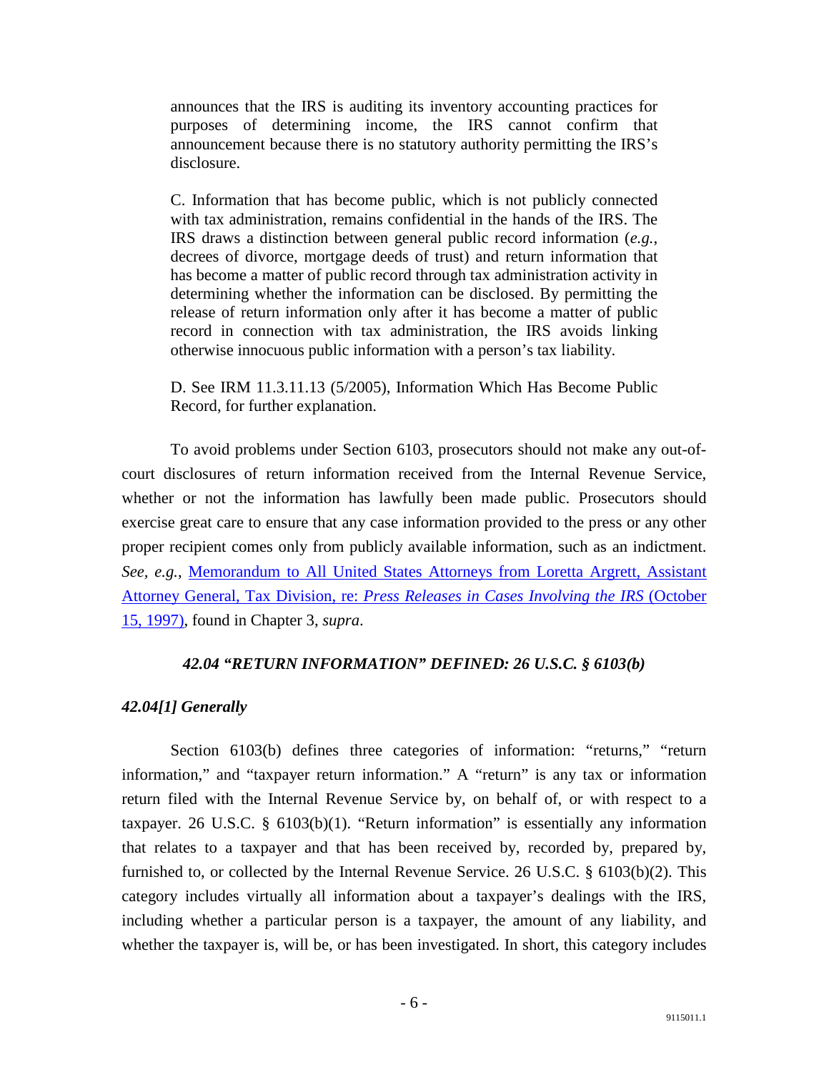announces that the IRS is auditing its inventory accounting practices for purposes of determining income, the IRS cannot confirm that announcement because there is no statutory authority permitting the IRS's disclosure.

> C. Information that has become public, which is not publicly connected with tax administration, remains confidential in the hands of the IRS. The IRS draws a distinction between general public record information (*e.g.*, decrees of divorce, mortgage deeds of trust) and return information that has become a matter of public record through tax administration activity in determining whether the information can be disclosed. By permitting the release of return information only after it has become a matter of public record in connection with tax administration, the IRS avoids linking otherwise innocuous public information with a person's tax liability.
>
> D. See IRM 11.3.11.13 (5/2005), Information Which Has Become Public Record, for further explanation.

To avoid problems under Section 6103, prosecutors should not make any out-of-court disclosures of return information received from the Internal Revenue Service, whether or not the information has lawfully been made public. Prosecutors should exercise great care to ensure that any case information provided to the press or any other proper recipient comes only from publicly available information, such as an indictment. *See, e.g.*, Memorandum to All United States Attorneys from Loretta Argrett, Assistant Attorney General, Tax Division, re: *Press Releases in Cases Involving the IRS* (October 15, 1997), found in Chapter 3, *supra*.

### *42.04 "RETURN INFORMATION" DEFINED: 26 U.S.C. § 6103(b)*

#### *42.04[1] Generally*

Section 6103(b) defines three categories of information: "returns," "return information," and "taxpayer return information." A "return" is any tax or information return filed with the Internal Revenue Service by, on behalf of, or with respect to a taxpayer. 26 U.S.C. § 6103(b)(1). "Return information" is essentially any information that relates to a taxpayer and that has been received by, recorded by, prepared by, furnished to, or collected by the Internal Revenue Service. 26 U.S.C. § 6103(b)(2). This category includes virtually all information about a taxpayer's dealings with the IRS, including whether a particular person is a taxpayer, the amount of any liability, and whether the taxpayer is, will be, or has been investigated. In short, this category includes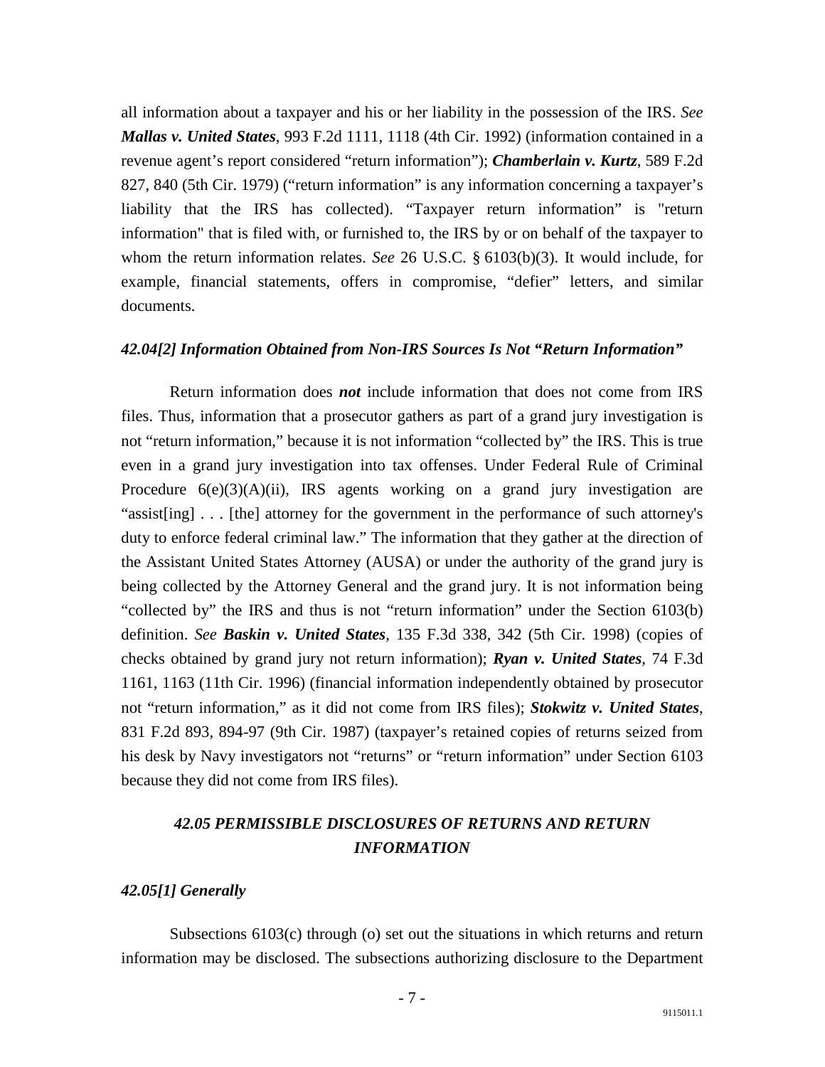all information about a taxpayer and his or her liability in the possession of the IRS. *See* ***Mallas v. United States***, 993 F.2d 1111, 1118 (4th Cir. 1992) (information contained in a revenue agent's report considered "return information"); ***Chamberlain v. Kurtz***, 589 F.2d 827, 840 (5th Cir. 1979) ("return information" is any information concerning a taxpayer's liability that the IRS has collected). "Taxpayer return information" is "return information" that is filed with, or furnished to, the IRS by or on behalf of the taxpayer to whom the return information relates. *See* 26 U.S.C. § 6103(b)(3). It would include, for example, financial statements, offers in compromise, "defier" letters, and similar documents.

### *42.04[2] Information Obtained from Non-IRS Sources Is Not "Return Information"*

Return information does ***not*** include information that does not come from IRS files. Thus, information that a prosecutor gathers as part of a grand jury investigation is not "return information," because it is not information "collected by" the IRS. This is true even in a grand jury investigation into tax offenses. Under Federal Rule of Criminal Procedure 6(e)(3)(A)(ii), IRS agents working on a grand jury investigation are "assist[ing] . . . [the] attorney for the government in the performance of such attorney's duty to enforce federal criminal law." The information that they gather at the direction of the Assistant United States Attorney (AUSA) or under the authority of the grand jury is being collected by the Attorney General and the grand jury. It is not information being "collected by" the IRS and thus is not "return information" under the Section 6103(b) definition. *See* ***Baskin v. United States***, 135 F.3d 338, 342 (5th Cir. 1998) (copies of checks obtained by grand jury not return information); ***Ryan v. United States***, 74 F.3d 1161, 1163 (11th Cir. 1996) (financial information independently obtained by prosecutor not "return information," as it did not come from IRS files); ***Stokwitz v. United States***, 831 F.2d 893, 894-97 (9th Cir. 1987) (taxpayer's retained copies of returns seized from his desk by Navy investigators not "returns" or "return information" under Section 6103 because they did not come from IRS files).

## *42.05 PERMISSIBLE DISCLOSURES OF RETURNS AND RETURN INFORMATION*

### *42.05[1] Generally*

Subsections 6103(c) through (o) set out the situations in which returns and return information may be disclosed. The subsections authorizing disclosure to the Department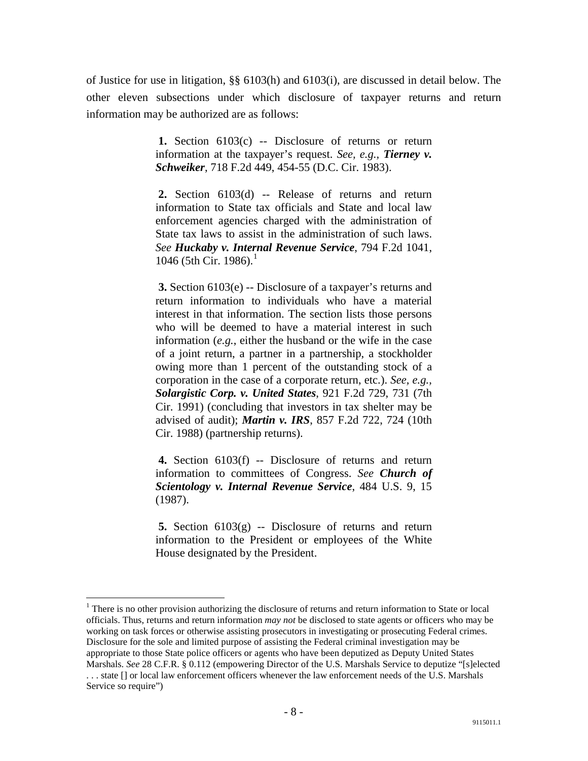of Justice for use in litigation, §§ 6103(h) and 6103(i), are discussed in detail below. The other eleven subsections under which disclosure of taxpayer returns and return information may be authorized are as follows:

> **1.** Section 6103(c) -- Disclosure of returns or return information at the taxpayer's request. *See, e.g.*, ***Tierney v. Schweiker***, 718 F.2d 449, 454-55 (D.C. Cir. 1983).
>
> **2.** Section 6103(d) -- Release of returns and return information to State tax officials and State and local law enforcement agencies charged with the administration of State tax laws to assist in the administration of such laws. *See* ***Huckaby v. Internal Revenue Service***, 794 F.2d 1041, 1046 (5th Cir. 1986).[1]
>
> **3.** Section 6103(e) -- Disclosure of a taxpayer's returns and return information to individuals who have a material interest in that information. The section lists those persons who will be deemed to have a material interest in such information (*e.g.*, either the husband or the wife in the case of a joint return, a partner in a partnership, a stockholder owing more than 1 percent of the outstanding stock of a corporation in the case of a corporate return, etc.). *See, e.g.*, ***Solargistic Corp. v. United States***, 921 F.2d 729, 731 (7th Cir. 1991) (concluding that investors in tax shelter may be advised of audit); ***Martin v. IRS***, 857 F.2d 722, 724 (10th Cir. 1988) (partnership returns).
>
> **4.** Section 6103(f) -- Disclosure of returns and return information to committees of Congress. *See* ***Church of Scientology v. Internal Revenue Service***, 484 U.S. 9, 15 (1987).
>
> **5.** Section 6103(g) -- Disclosure of returns and return information to the President or employees of the White House designated by the President.

---

[1] There is no other provision authorizing the disclosure of returns and return information to State or local officials. Thus, returns and return information *may not* be disclosed to state agents or officers who may be working on task forces or otherwise assisting prosecutors in investigating or prosecuting Federal crimes. Disclosure for the sole and limited purpose of assisting the Federal criminal investigation may be appropriate to those State police officers or agents who have been deputized as Deputy United States Marshals. *See* 28 C.F.R. § 0.112 (empowering Director of the U.S. Marshals Service to deputize "[s]elected . . . state [] or local law enforcement officers whenever the law enforcement needs of the U.S. Marshals Service so require")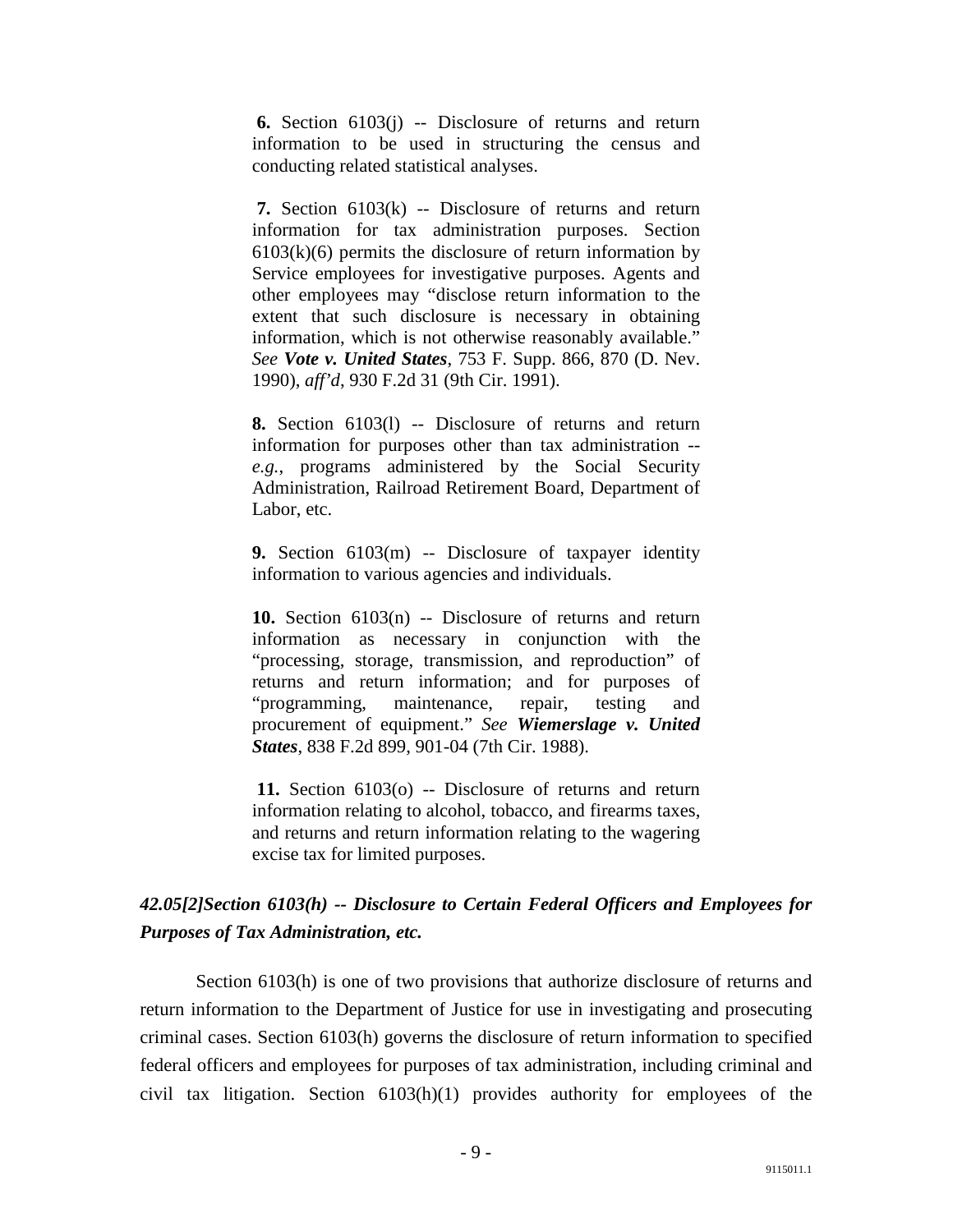**6.** Section 6103(j) -- Disclosure of returns and return information to be used in structuring the census and conducting related statistical analyses.

**7.** Section 6103(k) -- Disclosure of returns and return information for tax administration purposes. Section 6103(k)(6) permits the disclosure of return information by Service employees for investigative purposes. Agents and other employees may "disclose return information to the extent that such disclosure is necessary in obtaining information, which is not otherwise reasonably available." *See* ***Vote v. United States***, 753 F. Supp. 866, 870 (D. Nev. 1990), *aff'd*, 930 F.2d 31 (9th Cir. 1991).

**8.** Section 6103(l) -- Disclosure of returns and return information for purposes other than tax administration -- *e.g.*, programs administered by the Social Security Administration, Railroad Retirement Board, Department of Labor, etc.

**9.** Section 6103(m) -- Disclosure of taxpayer identity information to various agencies and individuals.

**10.** Section 6103(n) -- Disclosure of returns and return information as necessary in conjunction with the "processing, storage, transmission, and reproduction" of returns and return information; and for purposes of "programming, maintenance, repair, testing and procurement of equipment." *See* ***Wiemerslage v. United States***, 838 F.2d 899, 901-04 (7th Cir. 1988).

**11.** Section 6103(o) -- Disclosure of returns and return information relating to alcohol, tobacco, and firearms taxes, and returns and return information relating to the wagering excise tax for limited purposes.

### *42.05[2]Section 6103(h) -- Disclosure to Certain Federal Officers and Employees for Purposes of Tax Administration, etc.*

Section 6103(h) is one of two provisions that authorize disclosure of returns and return information to the Department of Justice for use in investigating and prosecuting criminal cases. Section 6103(h) governs the disclosure of return information to specified federal officers and employees for purposes of tax administration, including criminal and civil tax litigation. Section 6103(h)(1) provides authority for employees of the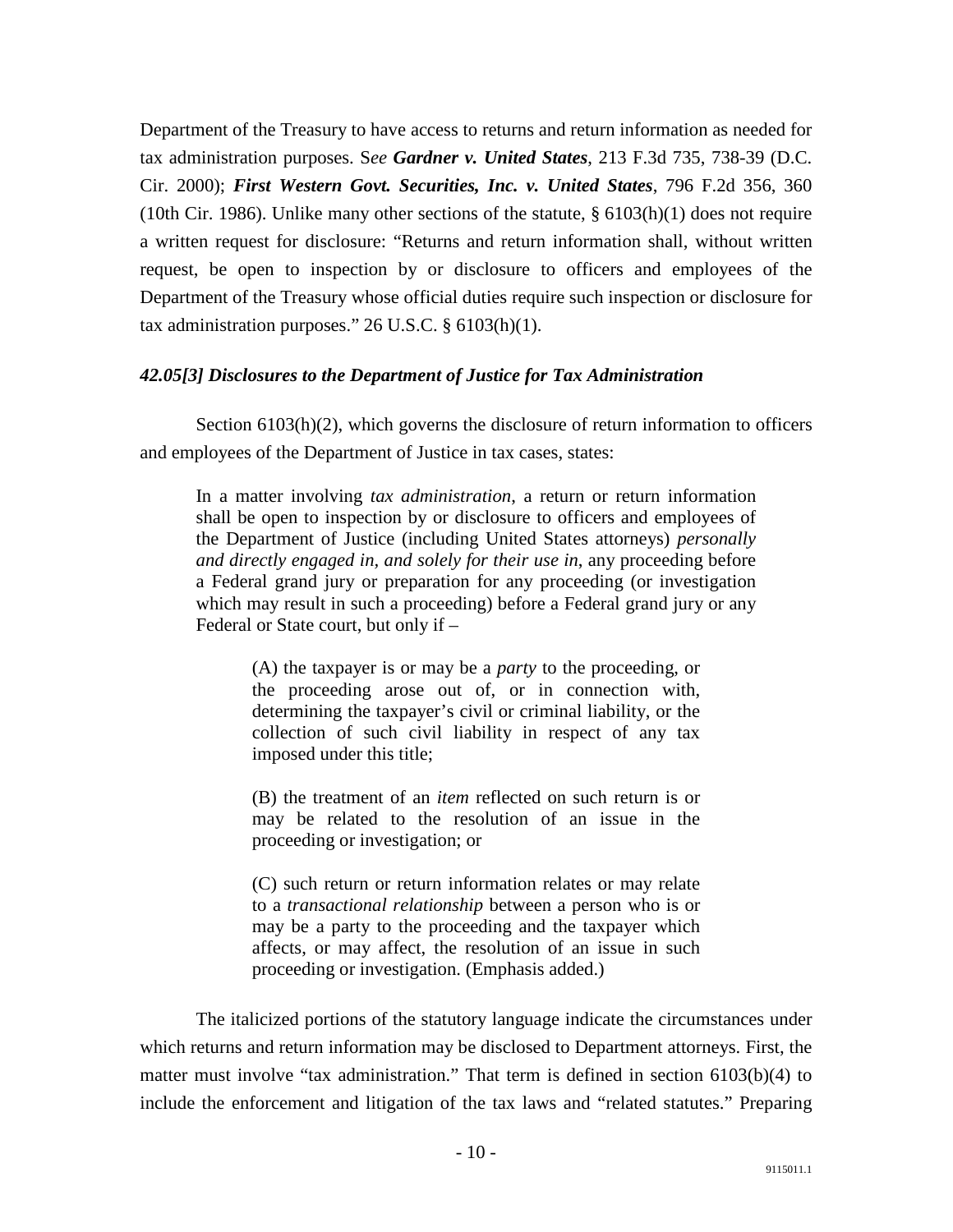Department of the Treasury to have access to returns and return information as needed for tax administration purposes. S*ee* ***Gardner v. United States***, 213 F.3d 735, 738-39 (D.C. Cir. 2000); ***First Western Govt. Securities, Inc. v. United States***, 796 F.2d 356, 360 (10th Cir. 1986). Unlike many other sections of the statute, § 6103(h)(1) does not require a written request for disclosure: "Returns and return information shall, without written request, be open to inspection by or disclosure to officers and employees of the Department of the Treasury whose official duties require such inspection or disclosure for tax administration purposes." 26 U.S.C. § 6103(h)(1).

### *42.05[3] Disclosures to the Department of Justice for Tax Administration*

Section 6103(h)(2), which governs the disclosure of return information to officers and employees of the Department of Justice in tax cases, states:

> In a matter involving *tax administration*, a return or return information shall be open to inspection by or disclosure to officers and employees of the Department of Justice (including United States attorneys) *personally and directly engaged in, and solely for their use in*, any proceeding before a Federal grand jury or preparation for any proceeding (or investigation which may result in such a proceeding) before a Federal grand jury or any Federal or State court, but only if –
>
> > (A) the taxpayer is or may be a *party* to the proceeding, or the proceeding arose out of, or in connection with, determining the taxpayer's civil or criminal liability, or the collection of such civil liability in respect of any tax imposed under this title;
> >
> > (B) the treatment of an *item* reflected on such return is or may be related to the resolution of an issue in the proceeding or investigation; or
> >
> > (C) such return or return information relates or may relate to a *transactional relationship* between a person who is or may be a party to the proceeding and the taxpayer which affects, or may affect, the resolution of an issue in such proceeding or investigation. (Emphasis added.)

The italicized portions of the statutory language indicate the circumstances under which returns and return information may be disclosed to Department attorneys. First, the matter must involve "tax administration." That term is defined in section 6103(b)(4) to include the enforcement and litigation of the tax laws and "related statutes." Preparing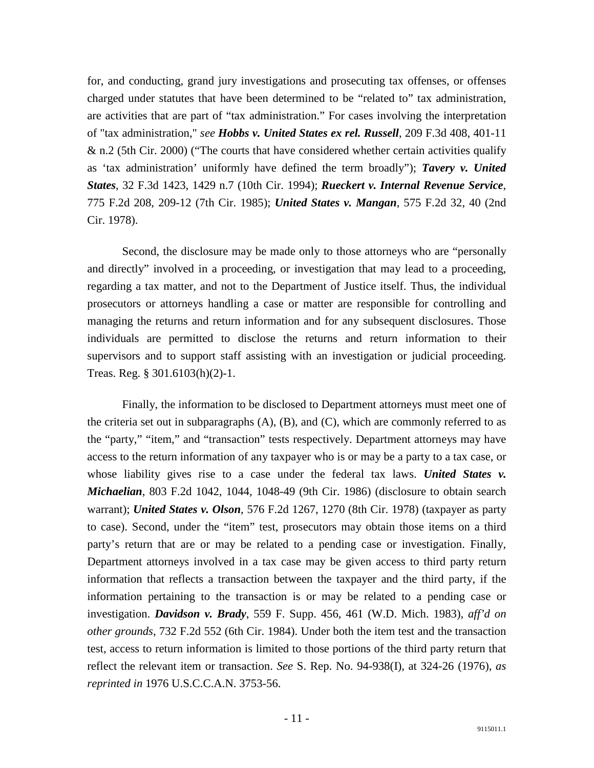for, and conducting, grand jury investigations and prosecuting tax offenses, or offenses charged under statutes that have been determined to be "related to" tax administration, are activities that are part of "tax administration." For cases involving the interpretation of "tax administration," *see* ***Hobbs v. United States ex rel. Russell***, 209 F.3d 408, 401-11 & n.2 (5th Cir. 2000) ("The courts that have considered whether certain activities qualify as 'tax administration' uniformly have defined the term broadly"); ***Tavery v. United States***, 32 F.3d 1423, 1429 n.7 (10th Cir. 1994); ***Rueckert v. Internal Revenue Service***, 775 F.2d 208, 209-12 (7th Cir. 1985); ***United States v. Mangan***, 575 F.2d 32, 40 (2nd Cir. 1978).

Second, the disclosure may be made only to those attorneys who are "personally and directly" involved in a proceeding, or investigation that may lead to a proceeding, regarding a tax matter, and not to the Department of Justice itself. Thus, the individual prosecutors or attorneys handling a case or matter are responsible for controlling and managing the returns and return information and for any subsequent disclosures. Those individuals are permitted to disclose the returns and return information to their supervisors and to support staff assisting with an investigation or judicial proceeding. Treas. Reg. § 301.6103(h)(2)-1.

Finally, the information to be disclosed to Department attorneys must meet one of the criteria set out in subparagraphs (A), (B), and (C), which are commonly referred to as the "party," "item," and "transaction" tests respectively. Department attorneys may have access to the return information of any taxpayer who is or may be a party to a tax case, or whose liability gives rise to a case under the federal tax laws. ***United States v. Michaelian***, 803 F.2d 1042, 1044, 1048-49 (9th Cir. 1986) (disclosure to obtain search warrant); ***United States v. Olson***, 576 F.2d 1267, 1270 (8th Cir. 1978) (taxpayer as party to case). Second, under the "item" test, prosecutors may obtain those items on a third party's return that are or may be related to a pending case or investigation. Finally, Department attorneys involved in a tax case may be given access to third party return information that reflects a transaction between the taxpayer and the third party, if the information pertaining to the transaction is or may be related to a pending case or investigation. ***Davidson v. Brady***, 559 F. Supp. 456, 461 (W.D. Mich. 1983), *aff'd on other grounds*, 732 F.2d 552 (6th Cir. 1984). Under both the item test and the transaction test, access to return information is limited to those portions of the third party return that reflect the relevant item or transaction. *See* S. Rep. No. 94-938(I), at 324-26 (1976), *as reprinted in* 1976 U.S.C.C.A.N. 3753-56.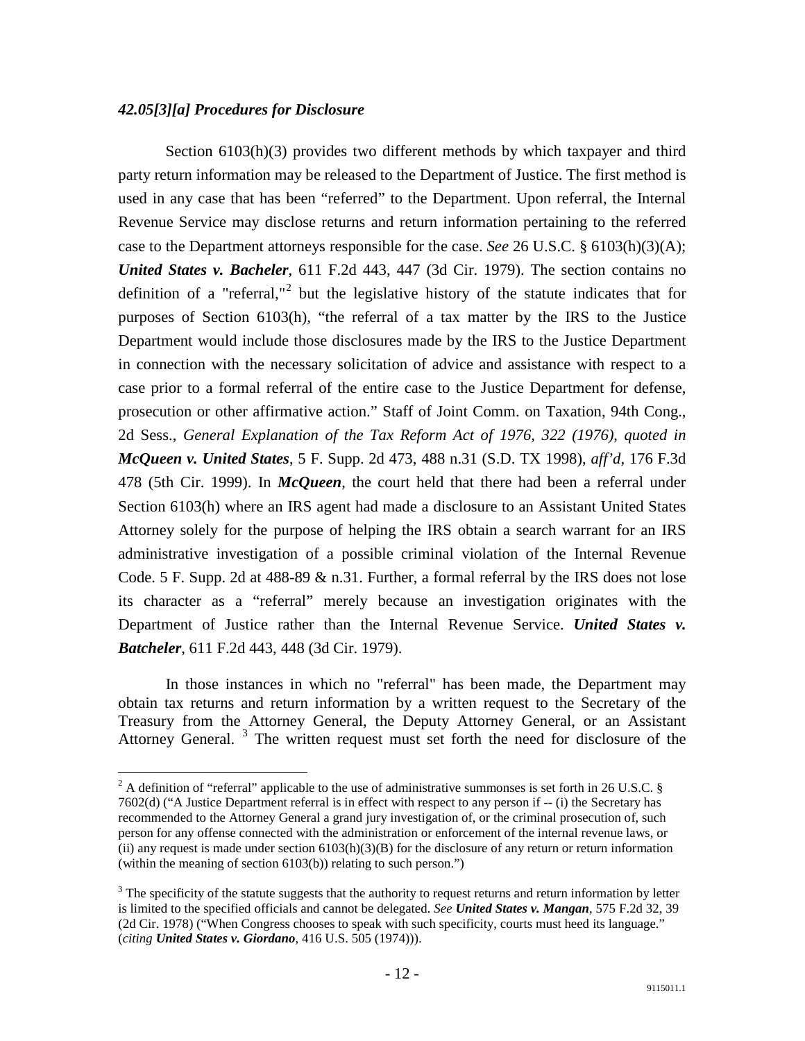### *42.05[3][a] Procedures for Disclosure*

Section 6103(h)(3) provides two different methods by which taxpayer and third party return information may be released to the Department of Justice. The first method is used in any case that has been "referred" to the Department. Upon referral, the Internal Revenue Service may disclose returns and return information pertaining to the referred case to the Department attorneys responsible for the case. *See* 26 U.S.C. § 6103(h)(3)(A); ***United States v. Bacheler***, 611 F.2d 443, 447 (3d Cir. 1979). The section contains no definition of a "referral,"[2] but the legislative history of the statute indicates that for purposes of Section 6103(h), "the referral of a tax matter by the IRS to the Justice Department would include those disclosures made by the IRS to the Justice Department in connection with the necessary solicitation of advice and assistance with respect to a case prior to a formal referral of the entire case to the Justice Department for defense, prosecution or other affirmative action." Staff of Joint Comm. on Taxation, 94th Cong., 2d Sess., *General Explanation of the Tax Reform Act of 1976, 322 (1976), quoted in* ***McQueen v. United States***, 5 F. Supp. 2d 473, 488 n.31 (S.D. TX 1998), *aff'd*, 176 F.3d 478 (5th Cir. 1999). In ***McQueen***, the court held that there had been a referral under Section 6103(h) where an IRS agent had made a disclosure to an Assistant United States Attorney solely for the purpose of helping the IRS obtain a search warrant for an IRS administrative investigation of a possible criminal violation of the Internal Revenue Code. 5 F. Supp. 2d at 488-89 & n.31. Further, a formal referral by the IRS does not lose its character as a "referral" merely because an investigation originates with the Department of Justice rather than the Internal Revenue Service. ***United States v. Batcheler***, 611 F.2d 443, 448 (3d Cir. 1979).

In those instances in which no "referral" has been made, the Department may obtain tax returns and return information by a written request to the Secretary of the Treasury from the Attorney General, the Deputy Attorney General, or an Assistant Attorney General. [3] The written request must set forth the need for disclosure of the

---

[2] A definition of "referral" applicable to the use of administrative summonses is set forth in 26 U.S.C. § 7602(d) ("A Justice Department referral is in effect with respect to any person if -- (i) the Secretary has recommended to the Attorney General a grand jury investigation of, or the criminal prosecution of, such person for any offense connected with the administration or enforcement of the internal revenue laws, or (ii) any request is made under section 6103(h)(3)(B) for the disclosure of any return or return information (within the meaning of section 6103(b)) relating to such person.")

[3] The specificity of the statute suggests that the authority to request returns and return information by letter is limited to the specified officials and cannot be delegated. *See* ***United States v. Mangan***, 575 F.2d 32, 39 (2d Cir. 1978) ("When Congress chooses to speak with such specificity, courts must heed its language." (*citing* ***United States v. Giordano***, 416 U.S. 505 (1974))).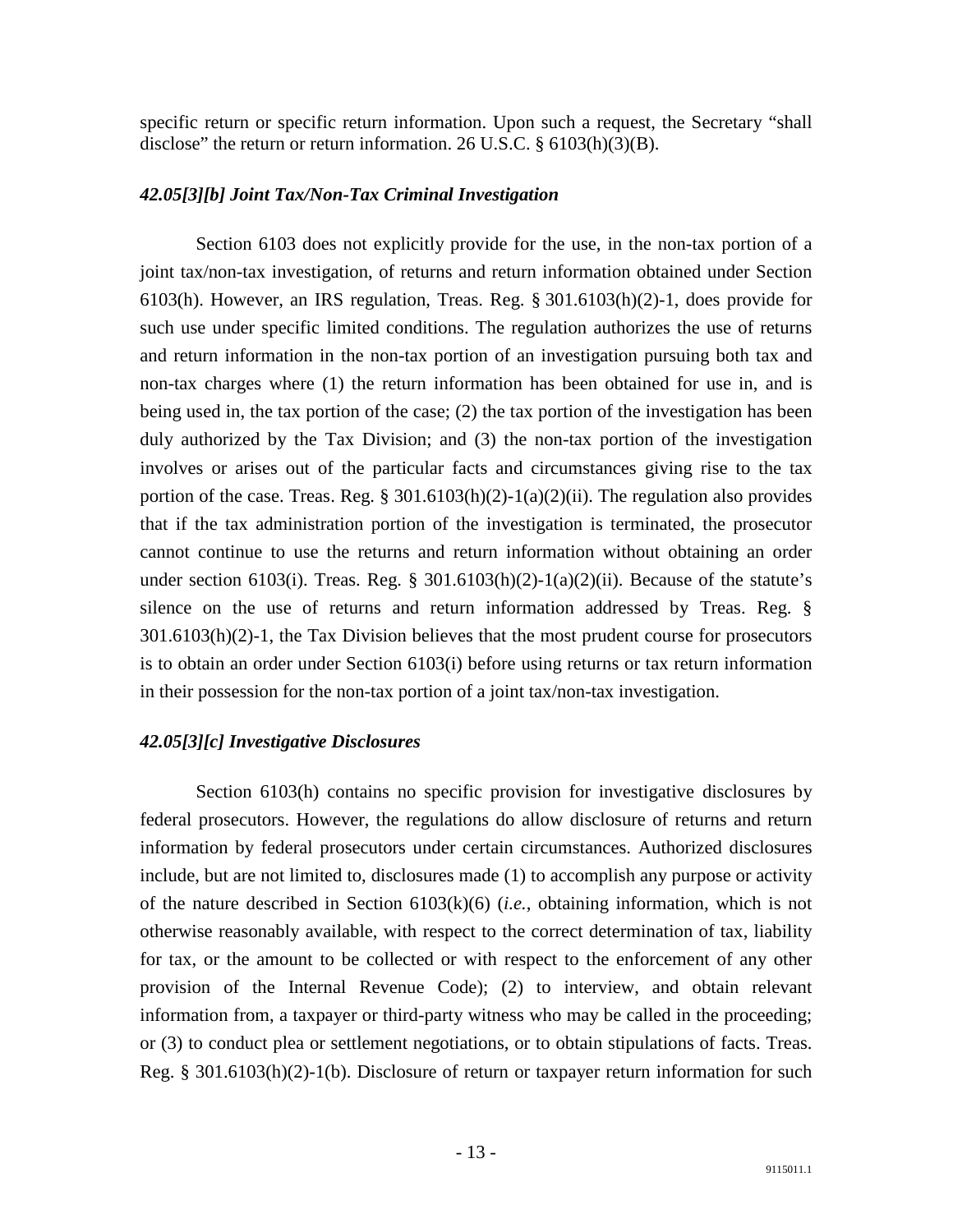specific return or specific return information. Upon such a request, the Secretary "shall disclose" the return or return information. 26 U.S.C. § 6103(h)(3)(B).

### *42.05[3][b] Joint Tax/Non-Tax Criminal Investigation*

Section 6103 does not explicitly provide for the use, in the non-tax portion of a joint tax/non-tax investigation, of returns and return information obtained under Section 6103(h). However, an IRS regulation, Treas. Reg. § 301.6103(h)(2)-1, does provide for such use under specific limited conditions. The regulation authorizes the use of returns and return information in the non-tax portion of an investigation pursuing both tax and non-tax charges where (1) the return information has been obtained for use in, and is being used in, the tax portion of the case; (2) the tax portion of the investigation has been duly authorized by the Tax Division; and (3) the non-tax portion of the investigation involves or arises out of the particular facts and circumstances giving rise to the tax portion of the case. Treas. Reg. § 301.6103(h)(2)-1(a)(2)(ii). The regulation also provides that if the tax administration portion of the investigation is terminated, the prosecutor cannot continue to use the returns and return information without obtaining an order under section 6103(i). Treas. Reg. § 301.6103(h)(2)-1(a)(2)(ii). Because of the statute's silence on the use of returns and return information addressed by Treas. Reg. § 301.6103(h)(2)-1, the Tax Division believes that the most prudent course for prosecutors is to obtain an order under Section 6103(i) before using returns or tax return information in their possession for the non-tax portion of a joint tax/non-tax investigation.

### *42.05[3][c] Investigative Disclosures*

Section 6103(h) contains no specific provision for investigative disclosures by federal prosecutors. However, the regulations do allow disclosure of returns and return information by federal prosecutors under certain circumstances. Authorized disclosures include, but are not limited to, disclosures made (1) to accomplish any purpose or activity of the nature described in Section 6103(k)(6) (*i.e.*, obtaining information, which is not otherwise reasonably available, with respect to the correct determination of tax, liability for tax, or the amount to be collected or with respect to the enforcement of any other provision of the Internal Revenue Code); (2) to interview, and obtain relevant information from, a taxpayer or third-party witness who may be called in the proceeding; or (3) to conduct plea or settlement negotiations, or to obtain stipulations of facts. Treas. Reg. § 301.6103(h)(2)-1(b). Disclosure of return or taxpayer return information for such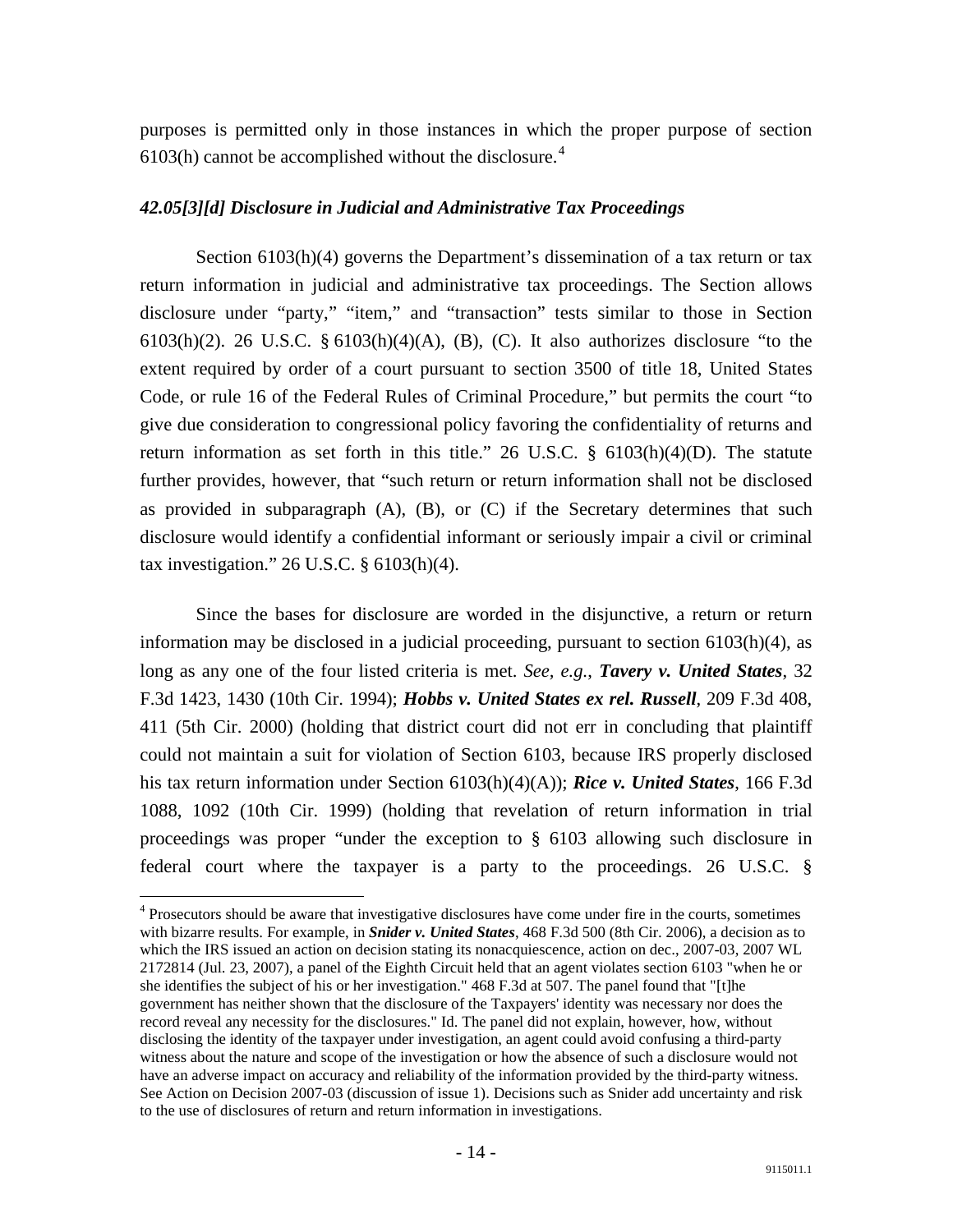purposes is permitted only in those instances in which the proper purpose of section 6103(h) cannot be accomplished without the disclosure.[4]

### *42.05[3][d] Disclosure in Judicial and Administrative Tax Proceedings*

Section 6103(h)(4) governs the Department's dissemination of a tax return or tax return information in judicial and administrative tax proceedings. The Section allows disclosure under "party," "item," and "transaction" tests similar to those in Section 6103(h)(2). 26 U.S.C. § 6103(h)(4)(A), (B), (C). It also authorizes disclosure "to the extent required by order of a court pursuant to section 3500 of title 18, United States Code, or rule 16 of the Federal Rules of Criminal Procedure," but permits the court "to give due consideration to congressional policy favoring the confidentiality of returns and return information as set forth in this title." 26 U.S.C. § 6103(h)(4)(D). The statute further provides, however, that "such return or return information shall not be disclosed as provided in subparagraph (A), (B), or (C) if the Secretary determines that such disclosure would identify a confidential informant or seriously impair a civil or criminal tax investigation." 26 U.S.C. § 6103(h)(4).

Since the bases for disclosure are worded in the disjunctive, a return or return information may be disclosed in a judicial proceeding, pursuant to section 6103(h)(4), as long as any one of the four listed criteria is met. *See, e.g.*, ***Tavery v. United States***, 32 F.3d 1423, 1430 (10th Cir. 1994); ***Hobbs v. United States ex rel. Russell***, 209 F.3d 408, 411 (5th Cir. 2000) (holding that district court did not err in concluding that plaintiff could not maintain a suit for violation of Section 6103, because IRS properly disclosed his tax return information under Section 6103(h)(4)(A)); ***Rice v. United States***, 166 F.3d 1088, 1092 (10th Cir. 1999) (holding that revelation of return information in trial proceedings was proper "under the exception to § 6103 allowing such disclosure in federal court where the taxpayer is a party to the proceedings. 26 U.S.C. §

---

[4] Prosecutors should be aware that investigative disclosures have come under fire in the courts, sometimes with bizarre results. For example, in ***Snider v. United States***, 468 F.3d 500 (8th Cir. 2006), a decision as to which the IRS issued an action on decision stating its nonacquiescence, action on dec., 2007-03, 2007 WL 2172814 (Jul. 23, 2007), a panel of the Eighth Circuit held that an agent violates section 6103 "when he or she identifies the subject of his or her investigation." 468 F.3d at 507. The panel found that "[t]he government has neither shown that the disclosure of the Taxpayers' identity was necessary nor does the record reveal any necessity for the disclosures." Id. The panel did not explain, however, how, without disclosing the identity of the taxpayer under investigation, an agent could avoid confusing a third-party witness about the nature and scope of the investigation or how the absence of such a disclosure would not have an adverse impact on accuracy and reliability of the information provided by the third-party witness. See Action on Decision 2007-03 (discussion of issue 1). Decisions such as Snider add uncertainty and risk to the use of disclosures of return and return information in investigations.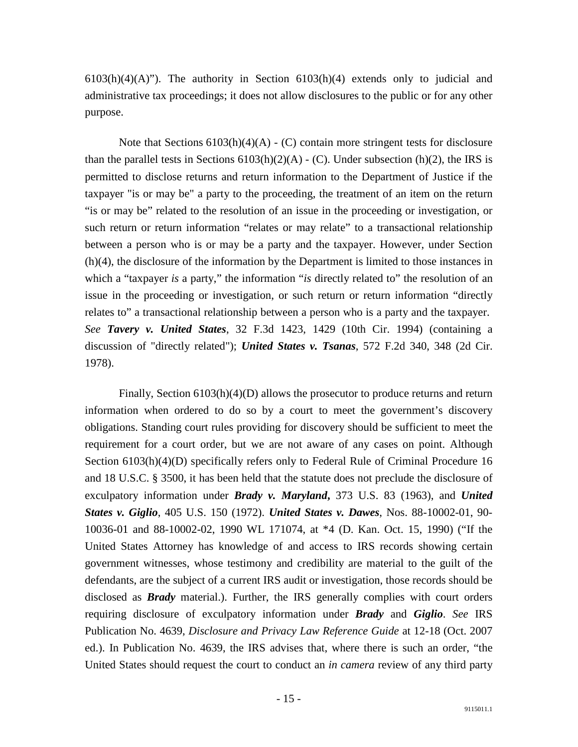6103(h)(4)(A)"). The authority in Section 6103(h)(4) extends only to judicial and administrative tax proceedings; it does not allow disclosures to the public or for any other purpose.

Note that Sections 6103(h)(4)(A) - (C) contain more stringent tests for disclosure than the parallel tests in Sections 6103(h)(2)(A) - (C). Under subsection (h)(2), the IRS is permitted to disclose returns and return information to the Department of Justice if the taxpayer "is or may be" a party to the proceeding, the treatment of an item on the return "is or may be" related to the resolution of an issue in the proceeding or investigation, or such return or return information "relates or may relate" to a transactional relationship between a person who is or may be a party and the taxpayer. However, under Section (h)(4), the disclosure of the information by the Department is limited to those instances in which a "taxpayer *is* a party," the information "*is* directly related to" the resolution of an issue in the proceeding or investigation, or such return or return information "directly relates to" a transactional relationship between a person who is a party and the taxpayer. *See* ***Tavery v. United States***, 32 F.3d 1423, 1429 (10th Cir. 1994) (containing a discussion of "directly related"); ***United States v. Tsanas***, 572 F.2d 340, 348 (2d Cir. 1978).

Finally, Section 6103(h)(4)(D) allows the prosecutor to produce returns and return information when ordered to do so by a court to meet the government's discovery obligations. Standing court rules providing for discovery should be sufficient to meet the requirement for a court order, but we are not aware of any cases on point. Although Section 6103(h)(4)(D) specifically refers only to Federal Rule of Criminal Procedure 16 and 18 U.S.C. § 3500, it has been held that the statute does not preclude the disclosure of exculpatory information under ***Brady v. Maryland***, 373 U.S. 83 (1963), and ***United States v. Giglio***, 405 U.S. 150 (1972). ***United States v. Dawes***, Nos. 88-10002-01, 90-10036-01 and 88-10002-02, 1990 WL 171074, at *4 (D. Kan. Oct. 15, 1990) ("If the United States Attorney has knowledge of and access to IRS records showing certain government witnesses, whose testimony and credibility are material to the guilt of the defendants, are the subject of a current IRS audit or investigation, those records should be disclosed as ***Brady*** material.). Further, the IRS generally complies with court orders requiring disclosure of exculpatory information under ***Brady*** and ***Giglio***. *See* IRS Publication No. 4639, *Disclosure and Privacy Law Reference Guide* at 12-18 (Oct. 2007 ed.). In Publication No. 4639, the IRS advises that, where there is such an order, "the United States should request the court to conduct an *in camera* review of any third party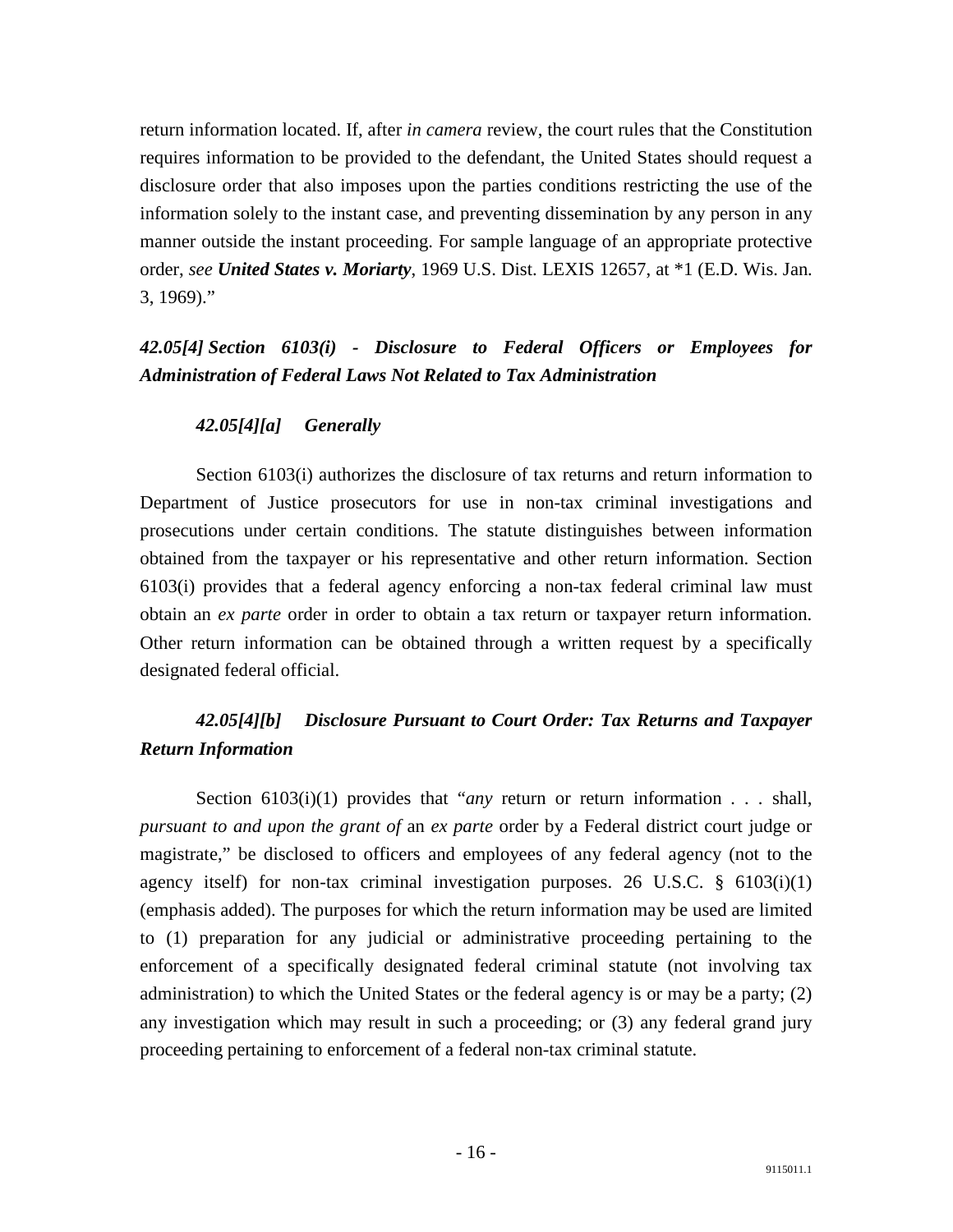return information located. If, after *in camera* review, the court rules that the Constitution requires information to be provided to the defendant, the United States should request a disclosure order that also imposes upon the parties conditions restricting the use of the information solely to the instant case, and preventing dissemination by any person in any manner outside the instant proceeding. For sample language of an appropriate protective order, *see* ***United States v. Moriarty***, 1969 U.S. Dist. LEXIS 12657, at *1 (E.D. Wis. Jan. 3, 1969)."

### *42.05[4] Section 6103(i) - Disclosure to Federal Officers or Employees for Administration of Federal Laws Not Related to Tax Administration*

#### *42.05[4][a] Generally*

Section 6103(i) authorizes the disclosure of tax returns and return information to Department of Justice prosecutors for use in non-tax criminal investigations and prosecutions under certain conditions. The statute distinguishes between information obtained from the taxpayer or his representative and other return information. Section 6103(i) provides that a federal agency enforcing a non-tax federal criminal law must obtain an *ex parte* order in order to obtain a tax return or taxpayer return information. Other return information can be obtained through a written request by a specifically designated federal official.

#### *42.05[4][b] Disclosure Pursuant to Court Order: Tax Returns and Taxpayer Return Information*

Section 6103(i)(1) provides that "*any* return or return information . . . shall, *pursuant to and upon the grant of* an *ex parte* order by a Federal district court judge or magistrate," be disclosed to officers and employees of any federal agency (not to the agency itself) for non-tax criminal investigation purposes. 26 U.S.C. § 6103(i)(1) (emphasis added). The purposes for which the return information may be used are limited to (1) preparation for any judicial or administrative proceeding pertaining to the enforcement of a specifically designated federal criminal statute (not involving tax administration) to which the United States or the federal agency is or may be a party; (2) any investigation which may result in such a proceeding; or (3) any federal grand jury proceeding pertaining to enforcement of a federal non-tax criminal statute.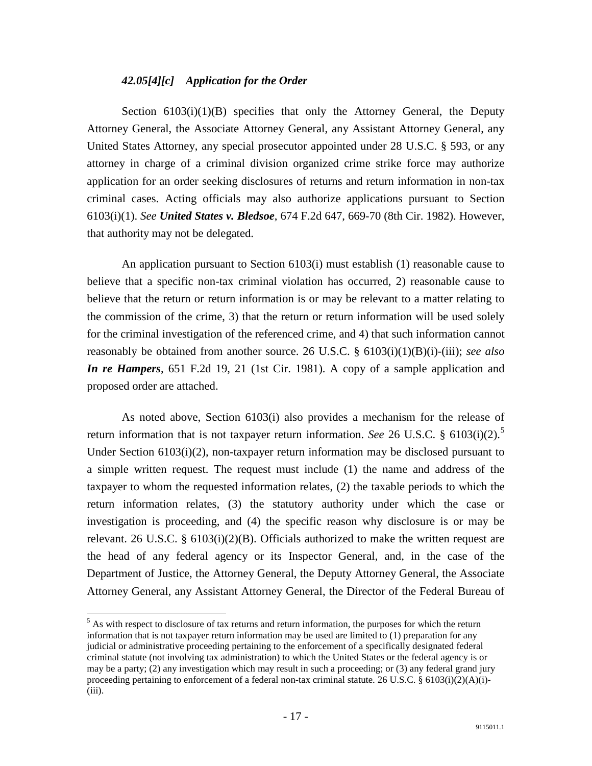### *42.05[4][c] Application for the Order*

Section 6103(i)(1)(B) specifies that only the Attorney General, the Deputy Attorney General, the Associate Attorney General, any Assistant Attorney General, any United States Attorney, any special prosecutor appointed under 28 U.S.C. § 593, or any attorney in charge of a criminal division organized crime strike force may authorize application for an order seeking disclosures of returns and return information in non-tax criminal cases. Acting officials may also authorize applications pursuant to Section 6103(i)(1). *See* ***United States v. Bledsoe***, 674 F.2d 647, 669-70 (8th Cir. 1982). However, that authority may not be delegated.

An application pursuant to Section 6103(i) must establish (1) reasonable cause to believe that a specific non-tax criminal violation has occurred, 2) reasonable cause to believe that the return or return information is or may be relevant to a matter relating to the commission of the crime, 3) that the return or return information will be used solely for the criminal investigation of the referenced crime, and 4) that such information cannot reasonably be obtained from another source. 26 U.S.C. § 6103(i)(1)(B)(i)-(iii); *see also* ***In re Hampers***, 651 F.2d 19, 21 (1st Cir. 1981). A copy of a sample application and proposed order are attached.

As noted above, Section 6103(i) also provides a mechanism for the release of return information that is not taxpayer return information. *See* 26 U.S.C. § 6103(i)(2).[5] Under Section 6103(i)(2), non-taxpayer return information may be disclosed pursuant to a simple written request. The request must include (1) the name and address of the taxpayer to whom the requested information relates, (2) the taxable periods to which the return information relates, (3) the statutory authority under which the case or investigation is proceeding, and (4) the specific reason why disclosure is or may be relevant. 26 U.S.C. § 6103(i)(2)(B). Officials authorized to make the written request are the head of any federal agency or its Inspector General, and, in the case of the Department of Justice, the Attorney General, the Deputy Attorney General, the Associate Attorney General, any Assistant Attorney General, the Director of the Federal Bureau of

---

[5] As with respect to disclosure of tax returns and return information, the purposes for which the return information that is not taxpayer return information may be used are limited to (1) preparation for any judicial or administrative proceeding pertaining to the enforcement of a specifically designated federal criminal statute (not involving tax administration) to which the United States or the federal agency is or may be a party; (2) any investigation which may result in such a proceeding; or (3) any federal grand jury proceeding pertaining to enforcement of a federal non-tax criminal statute. 26 U.S.C. § 6103(i)(2)(A)(i)-(iii).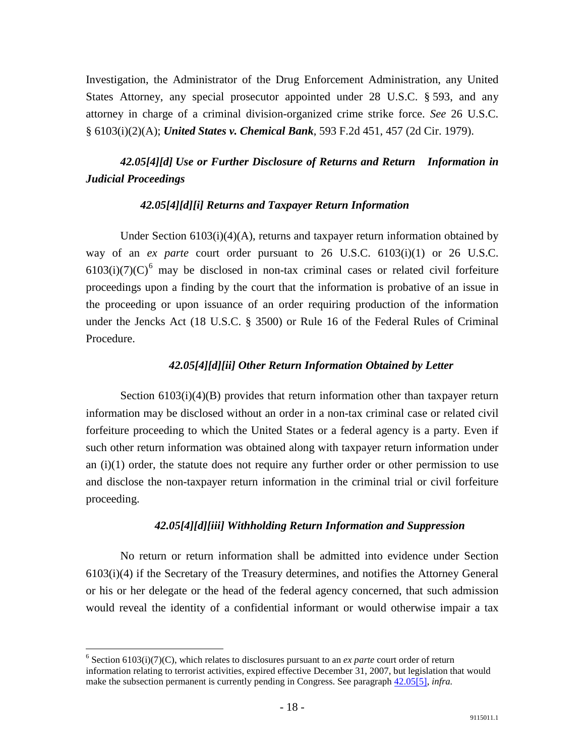Investigation, the Administrator of the Drug Enforcement Administration, any United States Attorney, any special prosecutor appointed under 28 U.S.C. § 593, and any attorney in charge of a criminal division-organized crime strike force. *See* 26 U.S.C. § 6103(i)(2)(A); ***United States v. Chemical Bank***, 593 F.2d 451, 457 (2d Cir. 1979).

### *42.05[4][d] Use or Further Disclosure of Returns and Return Information in Judicial Proceedings*

#### *42.05[4][d][i] Returns and Taxpayer Return Information*

Under Section 6103(i)(4)(A), returns and taxpayer return information obtained by way of an *ex parte* court order pursuant to 26 U.S.C. 6103(i)(1) or 26 U.S.C. 6103(i)(7)(C)[6] may be disclosed in non-tax criminal cases or related civil forfeiture proceedings upon a finding by the court that the information is probative of an issue in the proceeding or upon issuance of an order requiring production of the information under the Jencks Act (18 U.S.C. § 3500) or Rule 16 of the Federal Rules of Criminal Procedure.

#### *42.05[4][d][ii] Other Return Information Obtained by Letter*

Section 6103(i)(4)(B) provides that return information other than taxpayer return information may be disclosed without an order in a non-tax criminal case or related civil forfeiture proceeding to which the United States or a federal agency is a party. Even if such other return information was obtained along with taxpayer return information under an (i)(1) order, the statute does not require any further order or other permission to use and disclose the non-taxpayer return information in the criminal trial or civil forfeiture proceeding.

#### *42.05[4][d][iii] Withholding Return Information and Suppression*

No return or return information shall be admitted into evidence under Section 6103(i)(4) if the Secretary of the Treasury determines, and notifies the Attorney General or his or her delegate or the head of the federal agency concerned, that such admission would reveal the identity of a confidential informant or would otherwise impair a tax

---

[6] Section 6103(i)(7)(C), which relates to disclosures pursuant to an *ex parte* court order of return information relating to terrorist activities, expired effective December 31, 2007, but legislation that would make the subsection permanent is currently pending in Congress. See paragraph 42.05[5], *infra.*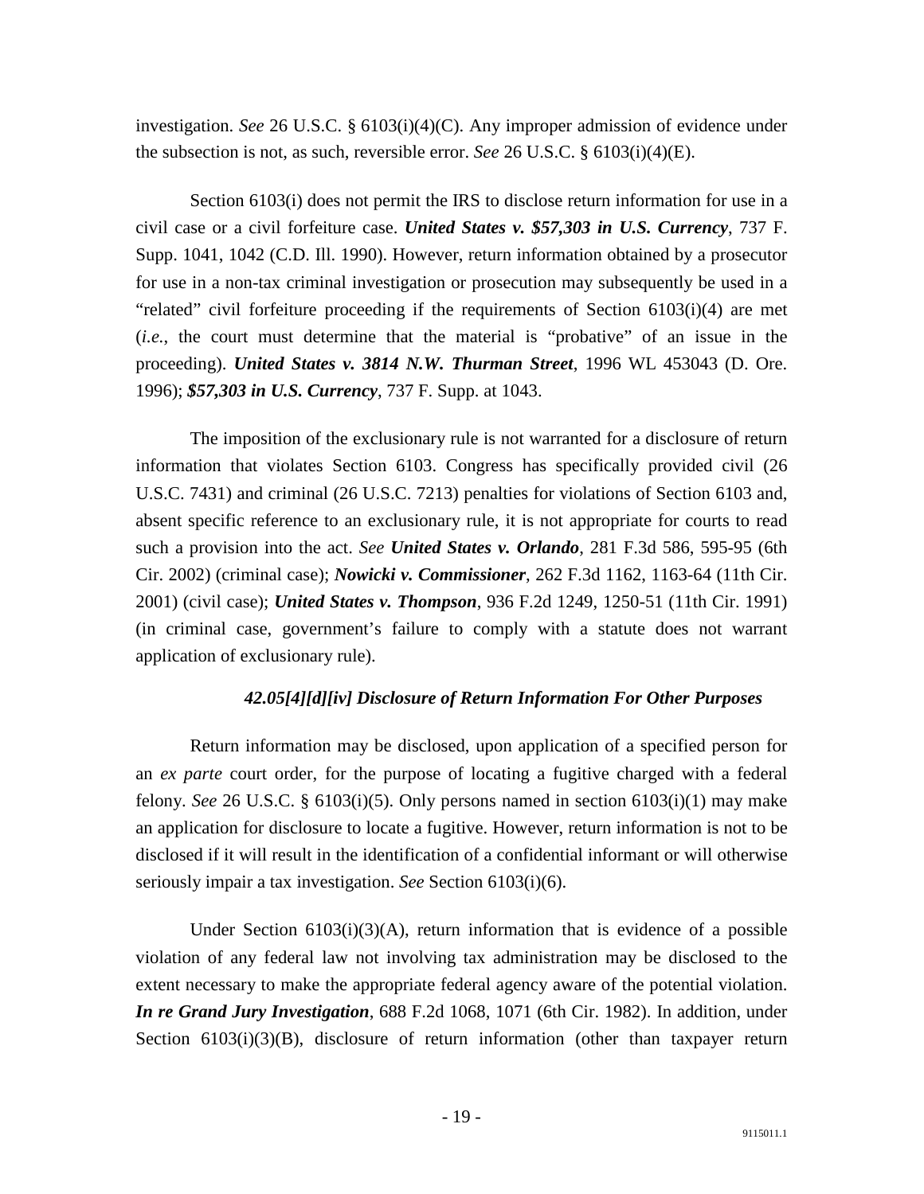investigation. *See* 26 U.S.C. § 6103(i)(4)(C). Any improper admission of evidence under the subsection is not, as such, reversible error. *See* 26 U.S.C. § 6103(i)(4)(E).

Section 6103(i) does not permit the IRS to disclose return information for use in a civil case or a civil forfeiture case. ***United States v. $57,303 in U.S. Currency***, 737 F. Supp. 1041, 1042 (C.D. Ill. 1990). However, return information obtained by a prosecutor for use in a non-tax criminal investigation or prosecution may subsequently be used in a "related" civil forfeiture proceeding if the requirements of Section 6103(i)(4) are met (*i.e.*, the court must determine that the material is "probative" of an issue in the proceeding). ***United States v. 3814 N.W. Thurman Street***, 1996 WL 453043 (D. Ore. 1996); ***$57,303 in U.S. Currency***, 737 F. Supp. at 1043.

The imposition of the exclusionary rule is not warranted for a disclosure of return information that violates Section 6103. Congress has specifically provided civil (26 U.S.C. 7431) and criminal (26 U.S.C. 7213) penalties for violations of Section 6103 and, absent specific reference to an exclusionary rule, it is not appropriate for courts to read such a provision into the act. *See* ***United States v. Orlando***, 281 F.3d 586, 595-95 (6th Cir. 2002) (criminal case); ***Nowicki v. Commissioner***, 262 F.3d 1162, 1163-64 (11th Cir. 2001) (civil case); ***United States v. Thompson***, 936 F.2d 1249, 1250-51 (11th Cir. 1991) (in criminal case, government's failure to comply with a statute does not warrant application of exclusionary rule).

#### *42.05[4][d][iv] Disclosure of Return Information For Other Purposes*

Return information may be disclosed, upon application of a specified person for an *ex parte* court order, for the purpose of locating a fugitive charged with a federal felony. *See* 26 U.S.C. § 6103(i)(5). Only persons named in section 6103(i)(1) may make an application for disclosure to locate a fugitive. However, return information is not to be disclosed if it will result in the identification of a confidential informant or will otherwise seriously impair a tax investigation. *See* Section 6103(i)(6).

Under Section 6103(i)(3)(A), return information that is evidence of a possible violation of any federal law not involving tax administration may be disclosed to the extent necessary to make the appropriate federal agency aware of the potential violation. ***In re Grand Jury Investigation***, 688 F.2d 1068, 1071 (6th Cir. 1982). In addition, under Section 6103(i)(3)(B), disclosure of return information (other than taxpayer return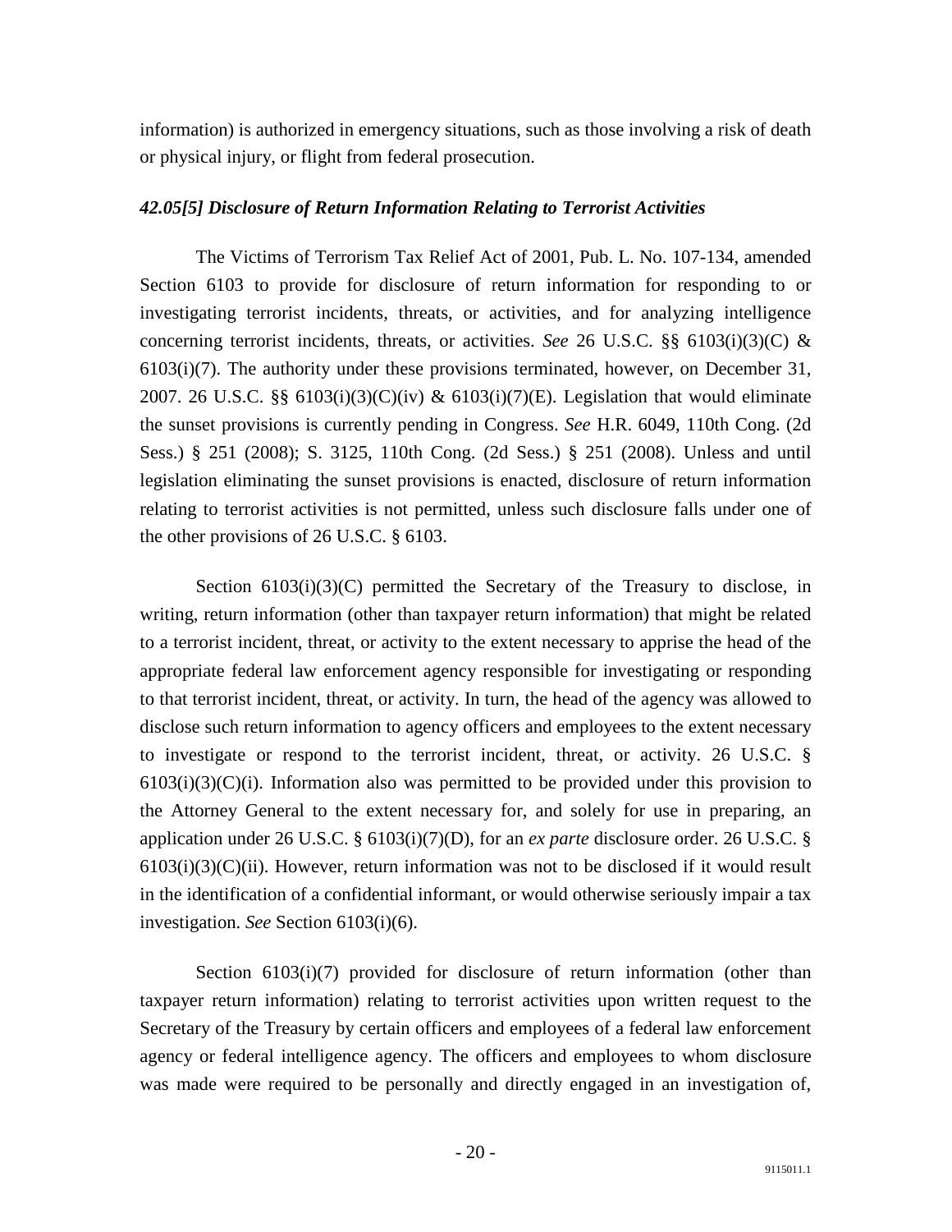information) is authorized in emergency situations, such as those involving a risk of death or physical injury, or flight from federal prosecution.

### *42.05[5] Disclosure of Return Information Relating to Terrorist Activities*

The Victims of Terrorism Tax Relief Act of 2001, Pub. L. No. 107-134, amended Section 6103 to provide for disclosure of return information for responding to or investigating terrorist incidents, threats, or activities, and for analyzing intelligence concerning terrorist incidents, threats, or activities. *See* 26 U.S.C. §§ 6103(i)(3)(C) & 6103(i)(7). The authority under these provisions terminated, however, on December 31, 2007. 26 U.S.C. §§ 6103(i)(3)(C)(iv) & 6103(i)(7)(E). Legislation that would eliminate the sunset provisions is currently pending in Congress. *See* H.R. 6049, 110th Cong. (2d Sess.) § 251 (2008); S. 3125, 110th Cong. (2d Sess.) § 251 (2008). Unless and until legislation eliminating the sunset provisions is enacted, disclosure of return information relating to terrorist activities is not permitted, unless such disclosure falls under one of the other provisions of 26 U.S.C. § 6103.

Section 6103(i)(3)(C) permitted the Secretary of the Treasury to disclose, in writing, return information (other than taxpayer return information) that might be related to a terrorist incident, threat, or activity to the extent necessary to apprise the head of the appropriate federal law enforcement agency responsible for investigating or responding to that terrorist incident, threat, or activity. In turn, the head of the agency was allowed to disclose such return information to agency officers and employees to the extent necessary to investigate or respond to the terrorist incident, threat, or activity. 26 U.S.C. § 6103(i)(3)(C)(i). Information also was permitted to be provided under this provision to the Attorney General to the extent necessary for, and solely for use in preparing, an application under 26 U.S.C. § 6103(i)(7)(D), for an *ex parte* disclosure order. 26 U.S.C. § 6103(i)(3)(C)(ii). However, return information was not to be disclosed if it would result in the identification of a confidential informant, or would otherwise seriously impair a tax investigation. *See* Section 6103(i)(6).

Section 6103(i)(7) provided for disclosure of return information (other than taxpayer return information) relating to terrorist activities upon written request to the Secretary of the Treasury by certain officers and employees of a federal law enforcement agency or federal intelligence agency. The officers and employees to whom disclosure was made were required to be personally and directly engaged in an investigation of,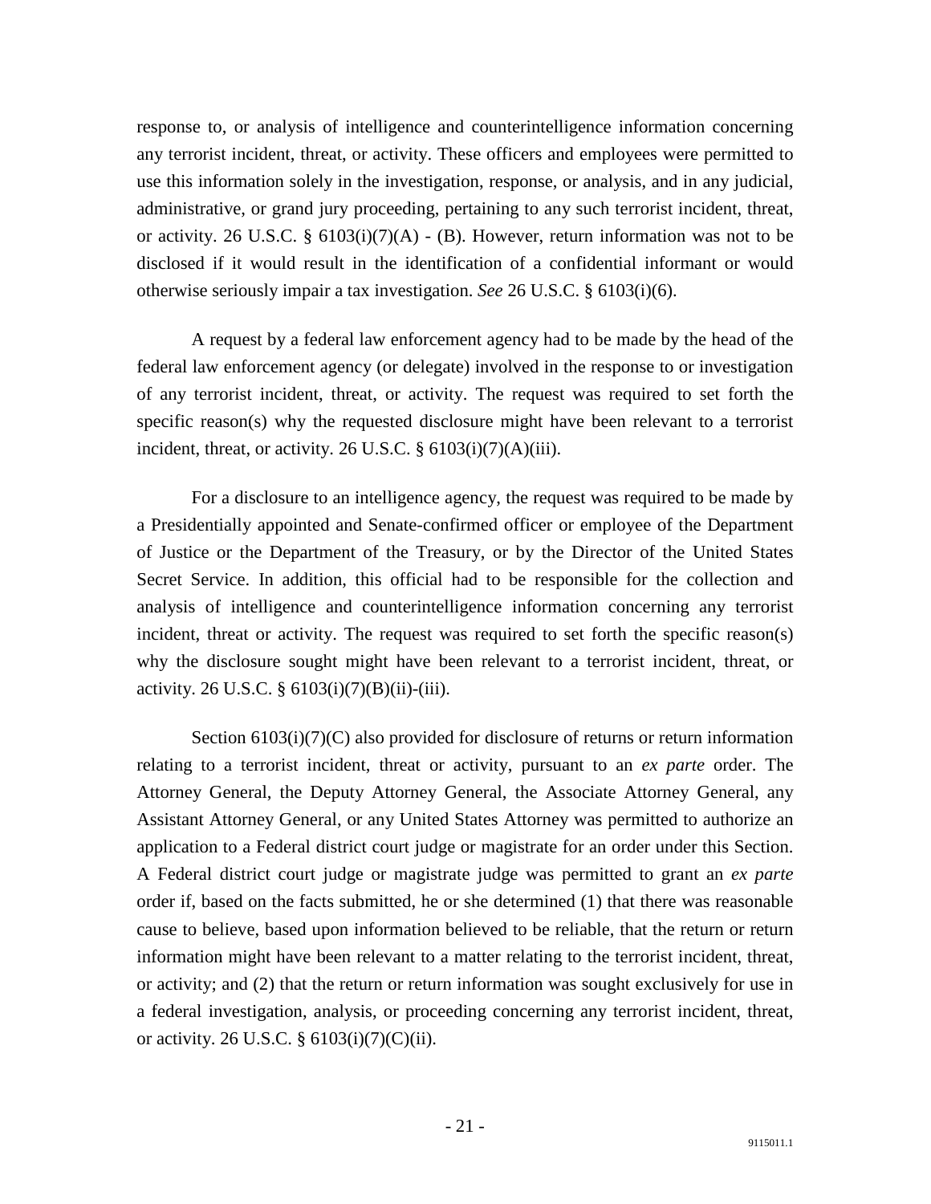response to, or analysis of intelligence and counterintelligence information concerning any terrorist incident, threat, or activity. These officers and employees were permitted to use this information solely in the investigation, response, or analysis, and in any judicial, administrative, or grand jury proceeding, pertaining to any such terrorist incident, threat, or activity. 26 U.S.C. § 6103(i)(7)(A) - (B). However, return information was not to be disclosed if it would result in the identification of a confidential informant or would otherwise seriously impair a tax investigation. *See* 26 U.S.C. § 6103(i)(6).

A request by a federal law enforcement agency had to be made by the head of the federal law enforcement agency (or delegate) involved in the response to or investigation of any terrorist incident, threat, or activity. The request was required to set forth the specific reason(s) why the requested disclosure might have been relevant to a terrorist incident, threat, or activity. 26 U.S.C. § 6103(i)(7)(A)(iii).

For a disclosure to an intelligence agency, the request was required to be made by a Presidentially appointed and Senate-confirmed officer or employee of the Department of Justice or the Department of the Treasury, or by the Director of the United States Secret Service. In addition, this official had to be responsible for the collection and analysis of intelligence and counterintelligence information concerning any terrorist incident, threat or activity. The request was required to set forth the specific reason(s) why the disclosure sought might have been relevant to a terrorist incident, threat, or activity. 26 U.S.C. § 6103(i)(7)(B)(ii)-(iii).

Section 6103(i)(7)(C) also provided for disclosure of returns or return information relating to a terrorist incident, threat or activity, pursuant to an *ex parte* order. The Attorney General, the Deputy Attorney General, the Associate Attorney General, any Assistant Attorney General, or any United States Attorney was permitted to authorize an application to a Federal district court judge or magistrate for an order under this Section. A Federal district court judge or magistrate judge was permitted to grant an *ex parte* order if, based on the facts submitted, he or she determined (1) that there was reasonable cause to believe, based upon information believed to be reliable, that the return or return information might have been relevant to a matter relating to the terrorist incident, threat, or activity; and (2) that the return or return information was sought exclusively for use in a federal investigation, analysis, or proceeding concerning any terrorist incident, threat, or activity. 26 U.S.C. § 6103(i)(7)(C)(ii).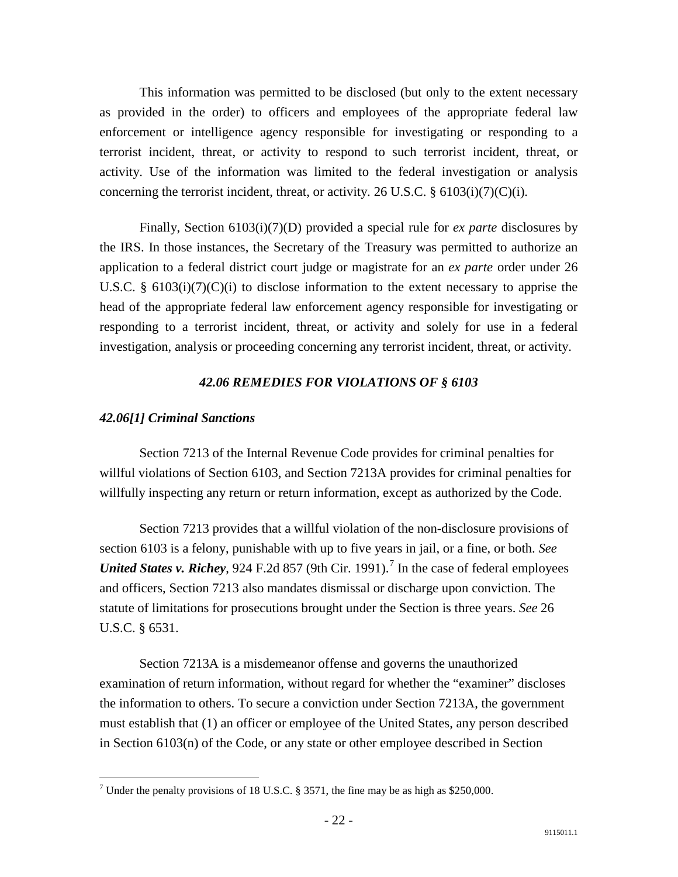This information was permitted to be disclosed (but only to the extent necessary as provided in the order) to officers and employees of the appropriate federal law enforcement or intelligence agency responsible for investigating or responding to a terrorist incident, threat, or activity to respond to such terrorist incident, threat, or activity. Use of the information was limited to the federal investigation or analysis concerning the terrorist incident, threat, or activity. 26 U.S.C. § 6103(i)(7)(C)(i).

Finally, Section 6103(i)(7)(D) provided a special rule for *ex parte* disclosures by the IRS. In those instances, the Secretary of the Treasury was permitted to authorize an application to a federal district court judge or magistrate for an *ex parte* order under 26 U.S.C. § 6103(i)(7)(C)(i) to disclose information to the extent necessary to apprise the head of the appropriate federal law enforcement agency responsible for investigating or responding to a terrorist incident, threat, or activity and solely for use in a federal investigation, analysis or proceeding concerning any terrorist incident, threat, or activity.

### *42.06 REMEDIES FOR VIOLATIONS OF § 6103*

#### *42.06[1] Criminal Sanctions*

Section 7213 of the Internal Revenue Code provides for criminal penalties for willful violations of Section 6103, and Section 7213A provides for criminal penalties for willfully inspecting any return or return information, except as authorized by the Code.

Section 7213 provides that a willful violation of the non-disclosure provisions of section 6103 is a felony, punishable with up to five years in jail, or a fine, or both. *See* ***United States v. Richey***, 924 F.2d 857 (9th Cir. 1991).[7] In the case of federal employees and officers, Section 7213 also mandates dismissal or discharge upon conviction. The statute of limitations for prosecutions brought under the Section is three years. *See* 26 U.S.C. § 6531.

Section 7213A is a misdemeanor offense and governs the unauthorized examination of return information, without regard for whether the "examiner" discloses the information to others. To secure a conviction under Section 7213A, the government must establish that (1) an officer or employee of the United States, any person described in Section 6103(n) of the Code, or any state or other employee described in Section

[7] Under the penalty provisions of 18 U.S.C. § 3571, the fine may be as high as $250,000.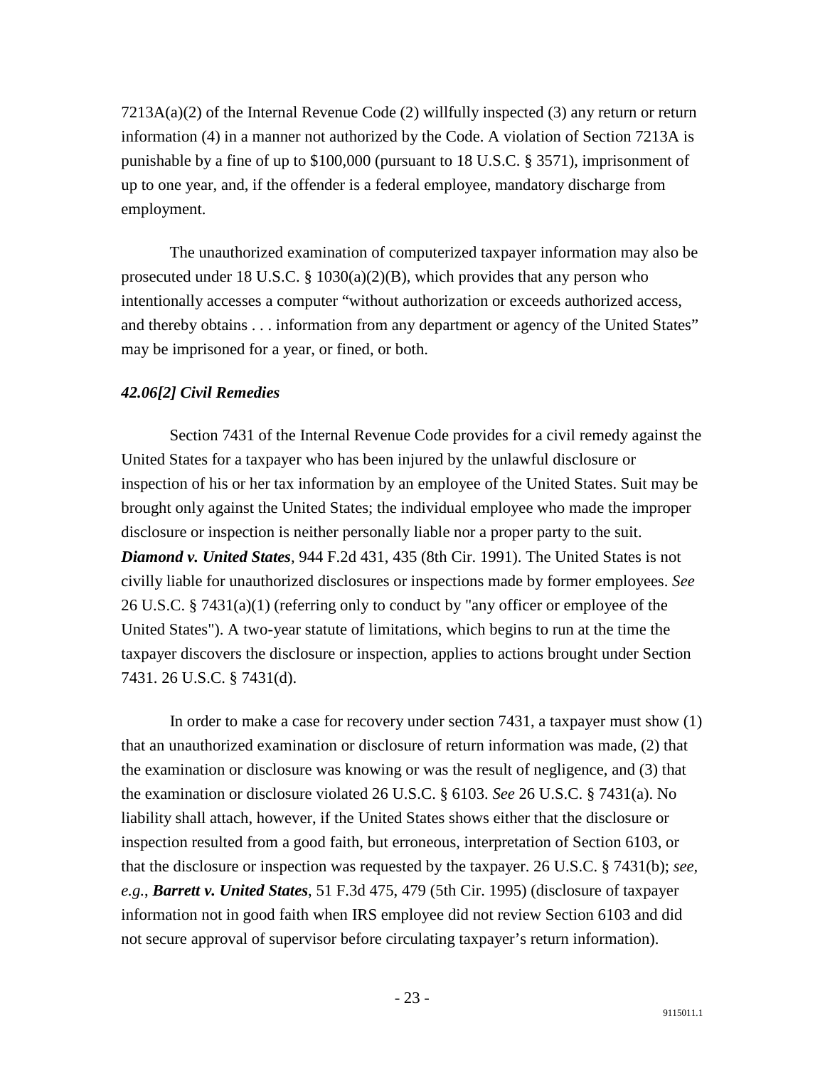7213A(a)(2) of the Internal Revenue Code (2) willfully inspected (3) any return or return information (4) in a manner not authorized by the Code. A violation of Section 7213A is punishable by a fine of up to $100,000 (pursuant to 18 U.S.C. § 3571), imprisonment of up to one year, and, if the offender is a federal employee, mandatory discharge from employment.

The unauthorized examination of computerized taxpayer information may also be prosecuted under 18 U.S.C. § 1030(a)(2)(B), which provides that any person who intentionally accesses a computer "without authorization or exceeds authorized access, and thereby obtains . . . information from any department or agency of the United States" may be imprisoned for a year, or fined, or both.

### *42.06[2] Civil Remedies*

Section 7431 of the Internal Revenue Code provides for a civil remedy against the United States for a taxpayer who has been injured by the unlawful disclosure or inspection of his or her tax information by an employee of the United States. Suit may be brought only against the United States; the individual employee who made the improper disclosure or inspection is neither personally liable nor a proper party to the suit. ***Diamond v. United States***, 944 F.2d 431, 435 (8th Cir. 1991). The United States is not civilly liable for unauthorized disclosures or inspections made by former employees. *See* 26 U.S.C. § 7431(a)(1) (referring only to conduct by "any officer or employee of the United States"). A two-year statute of limitations, which begins to run at the time the taxpayer discovers the disclosure or inspection, applies to actions brought under Section 7431. 26 U.S.C. § 7431(d).

In order to make a case for recovery under section 7431, a taxpayer must show (1) that an unauthorized examination or disclosure of return information was made, (2) that the examination or disclosure was knowing or was the result of negligence, and (3) that the examination or disclosure violated 26 U.S.C. § 6103. *See* 26 U.S.C. § 7431(a). No liability shall attach, however, if the United States shows either that the disclosure or inspection resulted from a good faith, but erroneous, interpretation of Section 6103, or that the disclosure or inspection was requested by the taxpayer. 26 U.S.C. § 7431(b); *see, e.g.*, ***Barrett v. United States***, 51 F.3d 475, 479 (5th Cir. 1995) (disclosure of taxpayer information not in good faith when IRS employee did not review Section 6103 and did not secure approval of supervisor before circulating taxpayer's return information).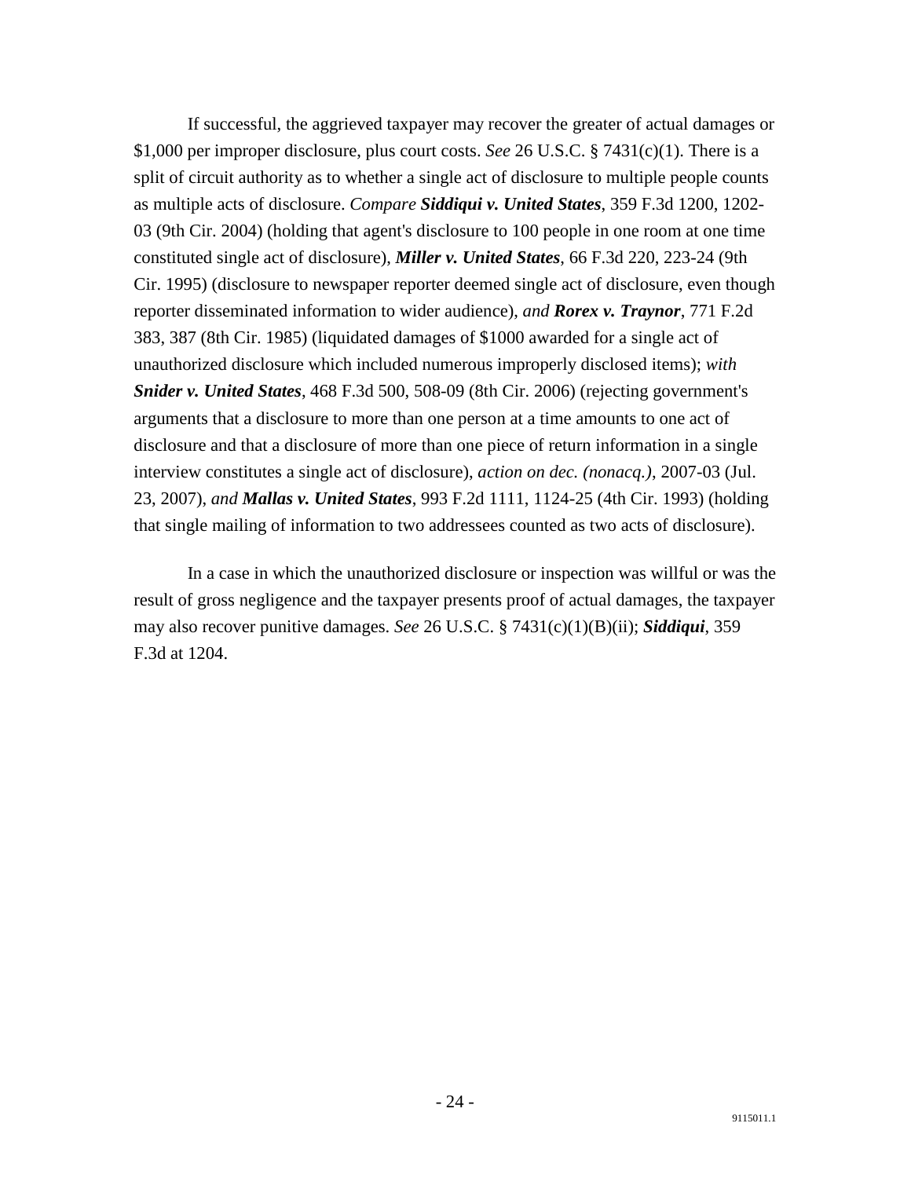If successful, the aggrieved taxpayer may recover the greater of actual damages or $1,000 per improper disclosure, plus court costs. *See* 26 U.S.C. § 7431(c)(1). There is a split of circuit authority as to whether a single act of disclosure to multiple people counts as multiple acts of disclosure. *Compare* ***Siddiqui v. United States***, 359 F.3d 1200, 1202-03 (9th Cir. 2004) (holding that agent's disclosure to 100 people in one room at one time constituted single act of disclosure), ***Miller v. United States***, 66 F.3d 220, 223-24 (9th Cir. 1995) (disclosure to newspaper reporter deemed single act of disclosure, even though reporter disseminated information to wider audience), *and* ***Rorex v. Traynor***, 771 F.2d 383, 387 (8th Cir. 1985) (liquidated damages of $1000 awarded for a single act of unauthorized disclosure which included numerous improperly disclosed items); *with* ***Snider v. United States***, 468 F.3d 500, 508-09 (8th Cir. 2006) (rejecting government's arguments that a disclosure to more than one person at a time amounts to one act of disclosure and that a disclosure of more than one piece of return information in a single interview constitutes a single act of disclosure), *action on dec. (nonacq.)*, 2007-03 (Jul. 23, 2007), *and* ***Mallas v. United States***, 993 F.2d 1111, 1124-25 (4th Cir. 1993) (holding that single mailing of information to two addressees counted as two acts of disclosure).

In a case in which the unauthorized disclosure or inspection was willful or was the result of gross negligence and the taxpayer presents proof of actual damages, the taxpayer may also recover punitive damages. *See* 26 U.S.C. § 7431(c)(1)(B)(ii); ***Siddiqui***, 359 F.3d at 1204.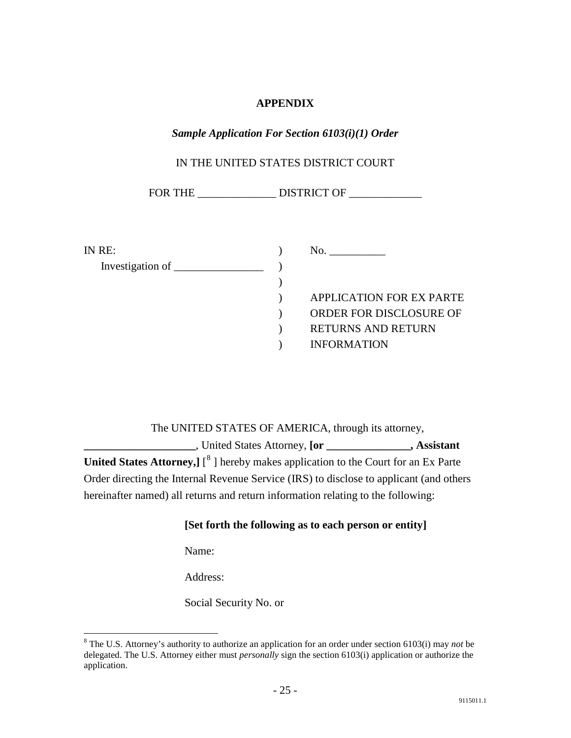**APPENDIX**

***Sample Application For Section 6103(i)(1) Order***

IN THE UNITED STATES DISTRICT COURT

FOR THE ______________ DISTRICT OF _____________

| | | |
|---|---|---|
| IN RE: | ) | No. __________ |
| Investigation of ________________ | ) | |
| | ) | |
| | ) | APPLICATION FOR EX PARTE |
| | ) | ORDER FOR DISCLOSURE OF |
| | ) | RETURNS AND RETURN |
| | ) | INFORMATION |

The UNITED STATES OF AMERICA, through its attorney, ____________________, United States Attorney, **[or _______________, Assistant United States Attorney,]** [[8] ] hereby makes application to the Court for an Ex Parte Order directing the Internal Revenue Service (IRS) to disclose to applicant (and others hereinafter named) all returns and return information relating to the following:

**[Set forth the following as to each person or entity]**

Name:

Address:

Social Security No. or

---

[8] The U.S. Attorney's authority to authorize an application for an order under section 6103(i) may *not* be delegated. The U.S. Attorney either must *personally* sign the section 6103(i) application or authorize the application.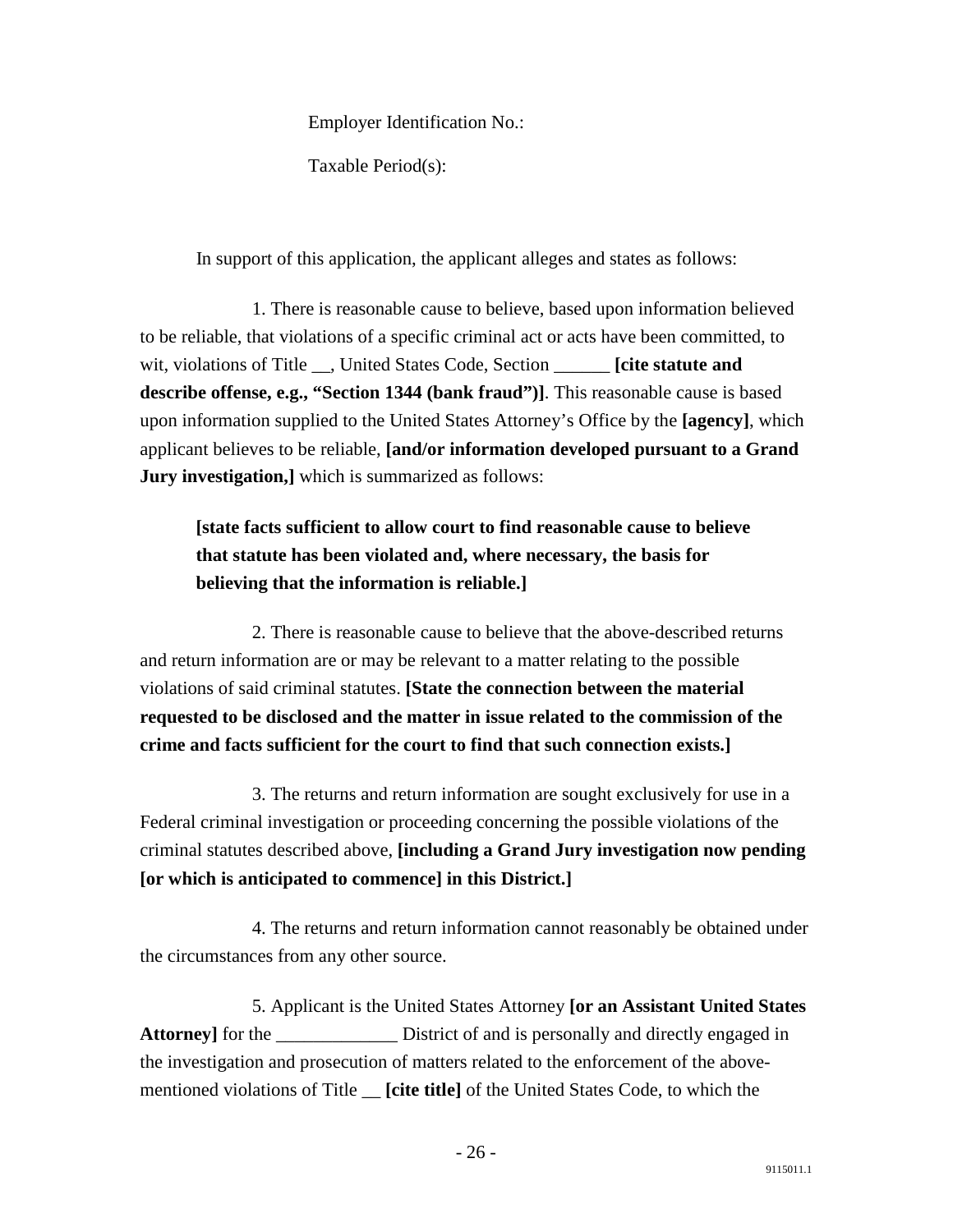Employer Identification No.:

Taxable Period(s):

In support of this application, the applicant alleges and states as follows:

1. There is reasonable cause to believe, based upon information believed to be reliable, that violations of a specific criminal act or acts have been committed, to wit, violations of Title __, United States Code, Section ______ **[cite statute and describe offense, e.g., "Section 1344 (bank fraud")]**. This reasonable cause is based upon information supplied to the United States Attorney's Office by the **[agency]**, which applicant believes to be reliable, **[and/or information developed pursuant to a Grand Jury investigation,]** which is summarized as follows:

> **[state facts sufficient to allow court to find reasonable cause to believe that statute has been violated and, where necessary, the basis for believing that the information is reliable.]**

2. There is reasonable cause to believe that the above-described returns and return information are or may be relevant to a matter relating to the possible violations of said criminal statutes. **[State the connection between the material requested to be disclosed and the matter in issue related to the commission of the crime and facts sufficient for the court to find that such connection exists.]**

3. The returns and return information are sought exclusively for use in a Federal criminal investigation or proceeding concerning the possible violations of the criminal statutes described above, **[including a Grand Jury investigation now pending [or which is anticipated to commence] in this District.]**

4. The returns and return information cannot reasonably be obtained under the circumstances from any other source.

5. Applicant is the United States Attorney **[or an Assistant United States Attorney]** for the _____________ District of and is personally and directly engaged in the investigation and prosecution of matters related to the enforcement of the above-mentioned violations of Title __ **[cite title]** of the United States Code, to which the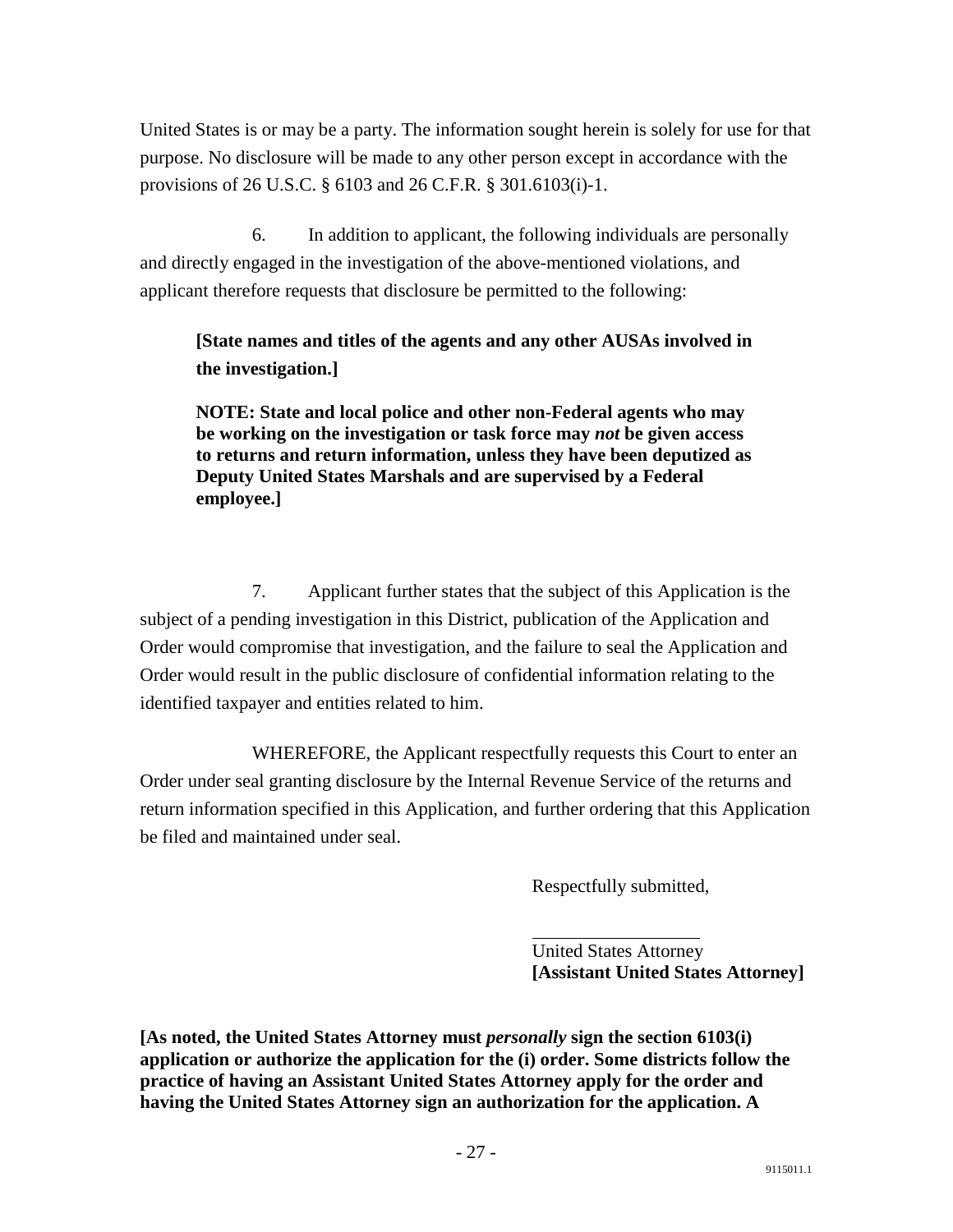United States is or may be a party. The information sought herein is solely for use for that purpose. No disclosure will be made to any other person except in accordance with the provisions of 26 U.S.C. § 6103 and 26 C.F.R. § 301.6103(i)-1.

6. In addition to applicant, the following individuals are personally and directly engaged in the investigation of the above-mentioned violations, and applicant therefore requests that disclosure be permitted to the following:

> **[State names and titles of the agents and any other AUSAs involved in the investigation.]**
>
> **NOTE: State and local police and other non-Federal agents who may be working on the investigation or task force may *not* be given access to returns and return information, unless they have been deputized as Deputy United States Marshals and are supervised by a Federal employee.]**

7. Applicant further states that the subject of this Application is the subject of a pending investigation in this District, publication of the Application and Order would compromise that investigation, and the failure to seal the Application and Order would result in the public disclosure of confidential information relating to the identified taxpayer and entities related to him.

WHEREFORE, the Applicant respectfully requests this Court to enter an Order under seal granting disclosure by the Internal Revenue Service of the returns and return information specified in this Application, and further ordering that this Application be filed and maintained under seal.

Respectfully submitted,

\_\_\_\_\_\_\_\_\_\_\_\_\_\_\_\_\_\_\_\_
United States Attorney
**[Assistant United States Attorney]**

**[As noted, the United States Attorney must *personally* sign the section 6103(i) application or authorize the application for the (i) order. Some districts follow the practice of having an Assistant United States Attorney apply for the order and having the United States Attorney sign an authorization for the application. A**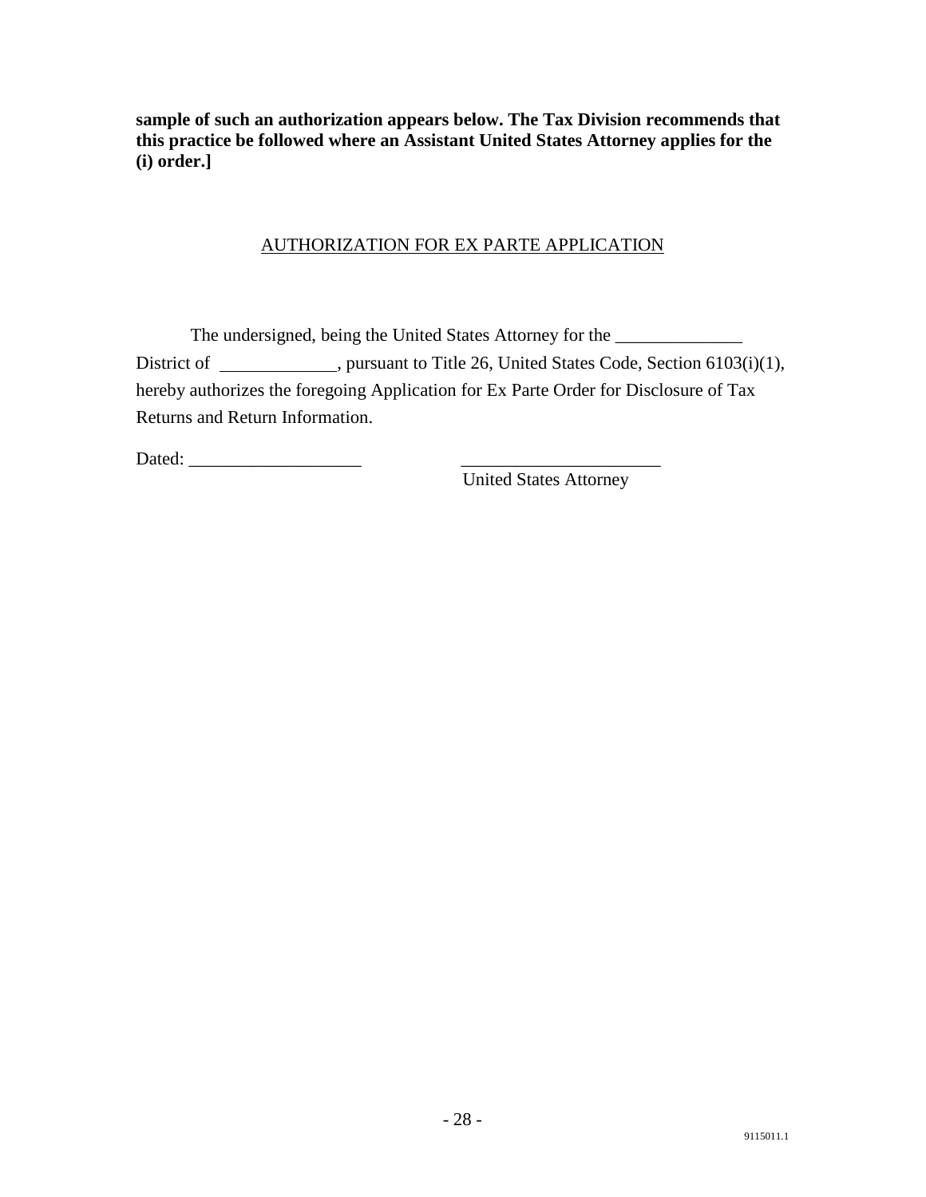**sample of such an authorization appears below. The Tax Division recommends that this practice be followed where an Assistant United States Attorney applies for the (i) order.]**

AUTHORIZATION FOR EX PARTE APPLICATION

The undersigned, being the United States Attorney for the ______________ District of _____________, pursuant to Title 26, United States Code, Section 6103(i)(1), hereby authorizes the foregoing Application for Ex Parte Order for Disclosure of Tax Returns and Return Information.

Dated: ___________________ ______________________
United States Attorney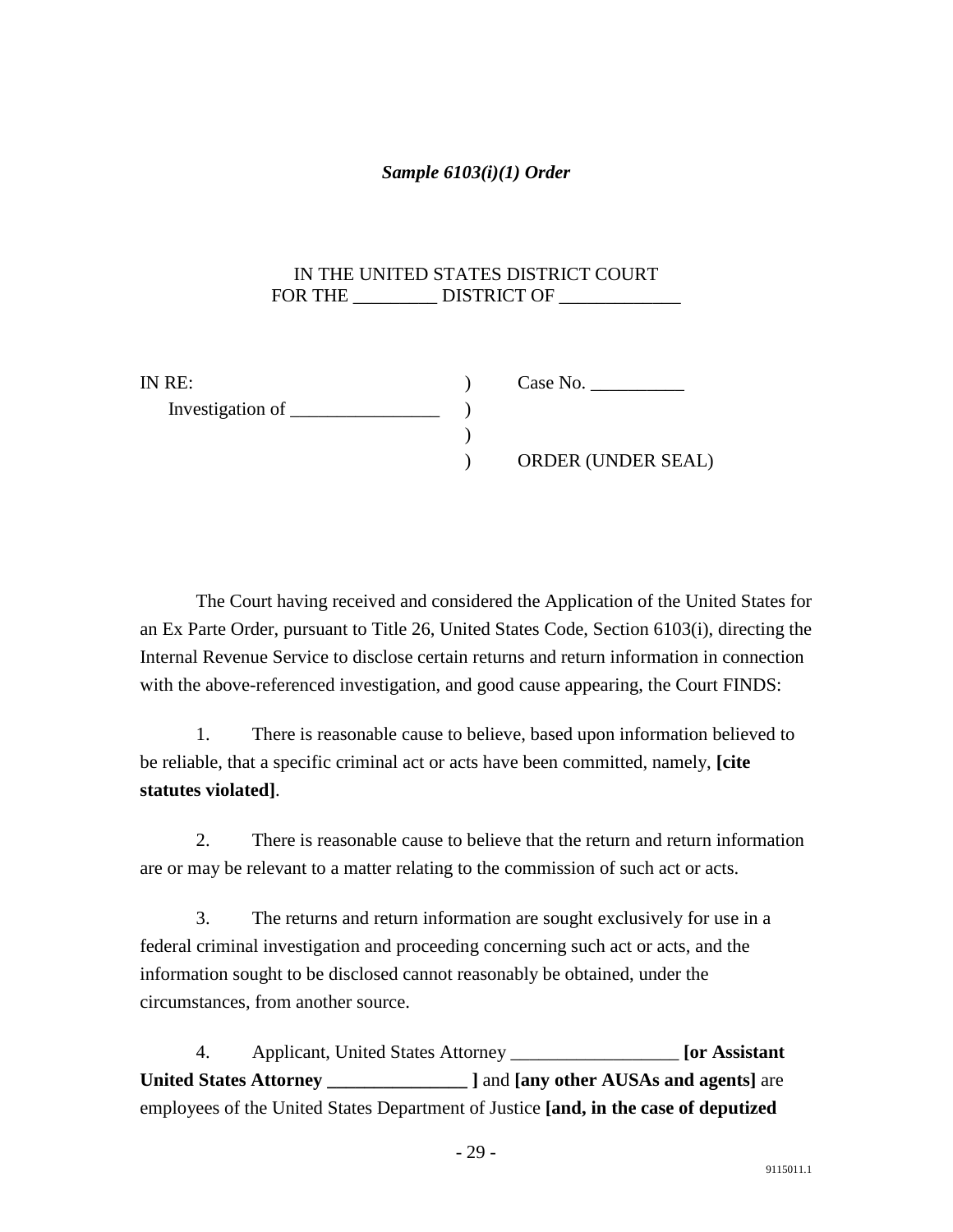***Sample 6103(i)(1) Order***

IN THE UNITED STATES DISTRICT COURT
FOR THE _________ DISTRICT OF _____________

| | | |
|---|---|---|
| IN RE: | ) | Case No. __________ |
| Investigation of ________________ | ) | |
| | ) | |
| | ) | ORDER (UNDER SEAL) |

The Court having received and considered the Application of the United States for an Ex Parte Order, pursuant to Title 26, United States Code, Section 6103(i), directing the Internal Revenue Service to disclose certain returns and return information in connection with the above-referenced investigation, and good cause appearing, the Court FINDS:

1. There is reasonable cause to believe, based upon information believed to be reliable, that a specific criminal act or acts have been committed, namely, **[cite statutes violated]**.

2. There is reasonable cause to believe that the return and return information are or may be relevant to a matter relating to the commission of such act or acts.

3. The returns and return information are sought exclusively for use in a federal criminal investigation and proceeding concerning such act or acts, and the information sought to be disclosed cannot reasonably be obtained, under the circumstances, from another source.

4. Applicant, United States Attorney __________________ **[or Assistant United States Attorney _______________ ]** and **[any other AUSAs and agents]** are employees of the United States Department of Justice **[and, in the case of deputized**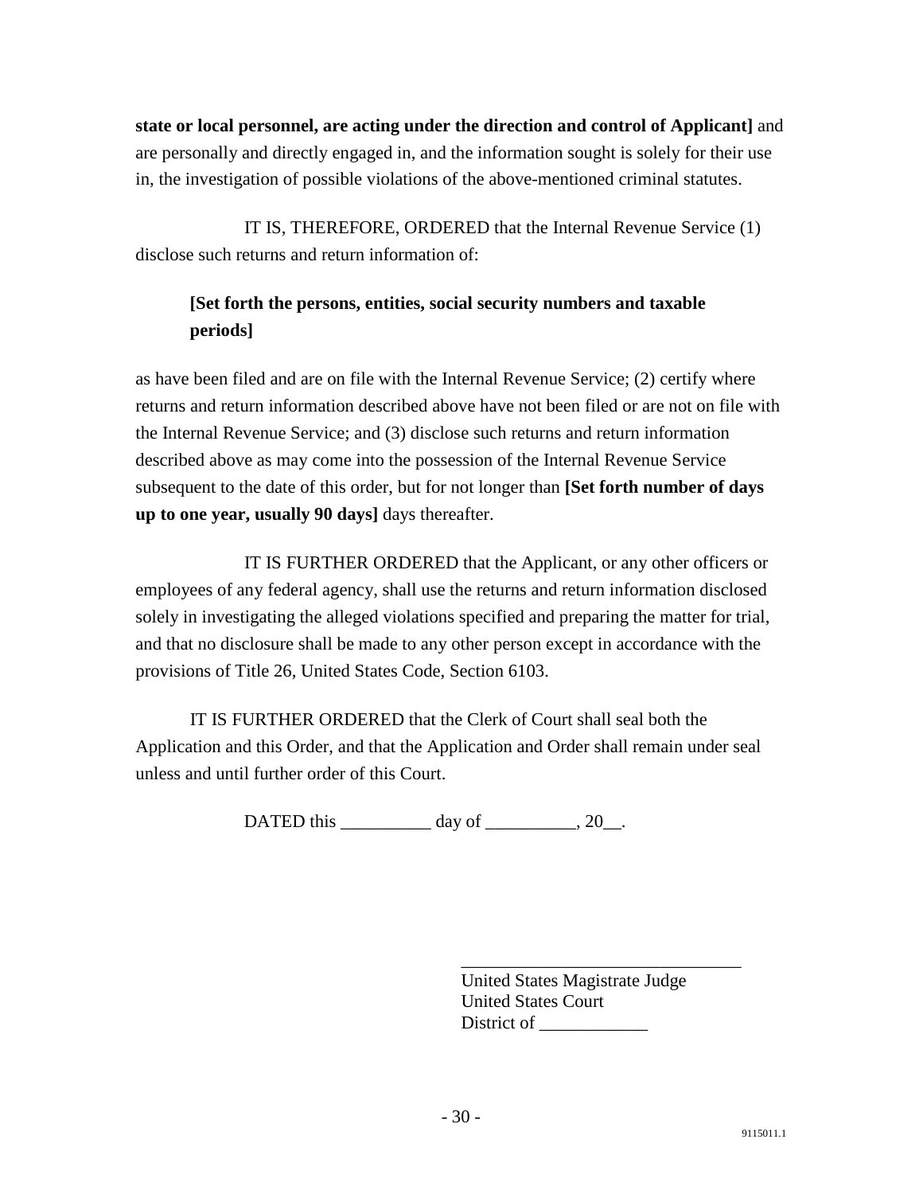**state or local personnel, are acting under the direction and control of Applicant]** and are personally and directly engaged in, and the information sought is solely for their use in, the investigation of possible violations of the above-mentioned criminal statutes.

IT IS, THEREFORE, ORDERED that the Internal Revenue Service (1) disclose such returns and return information of:

> **[Set forth the persons, entities, social security numbers and taxable periods]**

as have been filed and are on file with the Internal Revenue Service; (2) certify where returns and return information described above have not been filed or are not on file with the Internal Revenue Service; and (3) disclose such returns and return information described above as may come into the possession of the Internal Revenue Service subsequent to the date of this order, but for not longer than **[Set forth number of days up to one year, usually 90 days]** days thereafter.

IT IS FURTHER ORDERED that the Applicant, or any other officers or employees of any federal agency, shall use the returns and return information disclosed solely in investigating the alleged violations specified and preparing the matter for trial, and that no disclosure shall be made to any other person except in accordance with the provisions of Title 26, United States Code, Section 6103.

IT IS FURTHER ORDERED that the Clerk of Court shall seal both the Application and this Order, and that the Application and Order shall remain under seal unless and until further order of this Court.

DATED this __________ day of __________, 20__.

_______________________________
United States Magistrate Judge
United States Court
District of ____________

9115011.1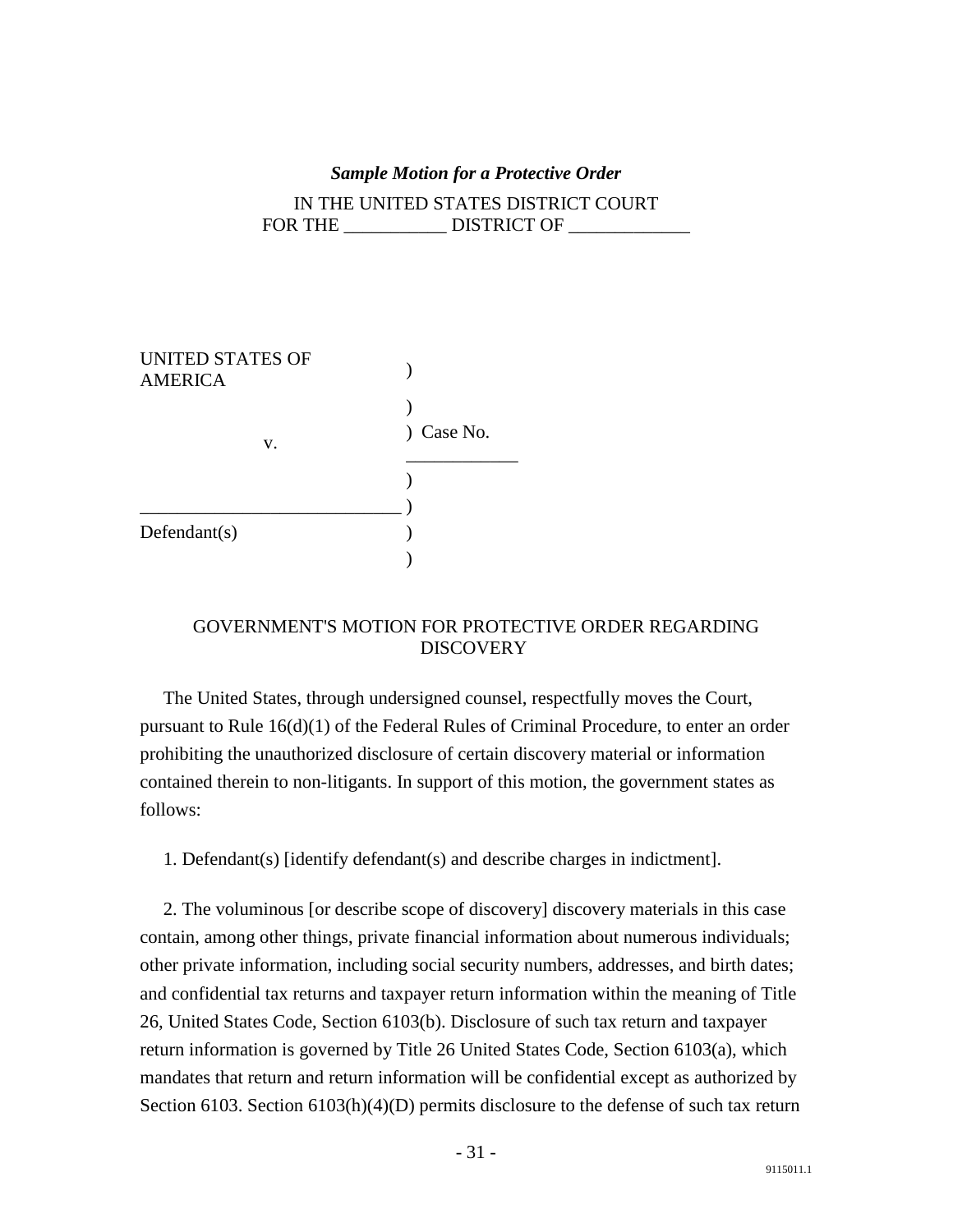***Sample Motion for a Protective Order***

IN THE UNITED STATES DISTRICT COURT
FOR THE ___________ DISTRICT OF _____________

| | | |
|---|---|---|
| UNITED STATES OF AMERICA | ) | |
| | ) | |
| v. | ) | Case No. ____________ |
| | ) | |
| ____________________________ | ) | |
| Defendant(s) | ) | |
| | ) | |

GOVERNMENT'S MOTION FOR PROTECTIVE ORDER REGARDING DISCOVERY

The United States, through undersigned counsel, respectfully moves the Court, pursuant to Rule 16(d)(1) of the Federal Rules of Criminal Procedure, to enter an order prohibiting the unauthorized disclosure of certain discovery material or information contained therein to non-litigants. In support of this motion, the government states as follows:

1. Defendant(s) [identify defendant(s) and describe charges in indictment].

2. The voluminous [or describe scope of discovery] discovery materials in this case contain, among other things, private financial information about numerous individuals; other private information, including social security numbers, addresses, and birth dates; and confidential tax returns and taxpayer return information within the meaning of Title 26, United States Code, Section 6103(b). Disclosure of such tax return and taxpayer return information is governed by Title 26 United States Code, Section 6103(a), which mandates that return and return information will be confidential except as authorized by Section 6103. Section 6103(h)(4)(D) permits disclosure to the defense of such tax return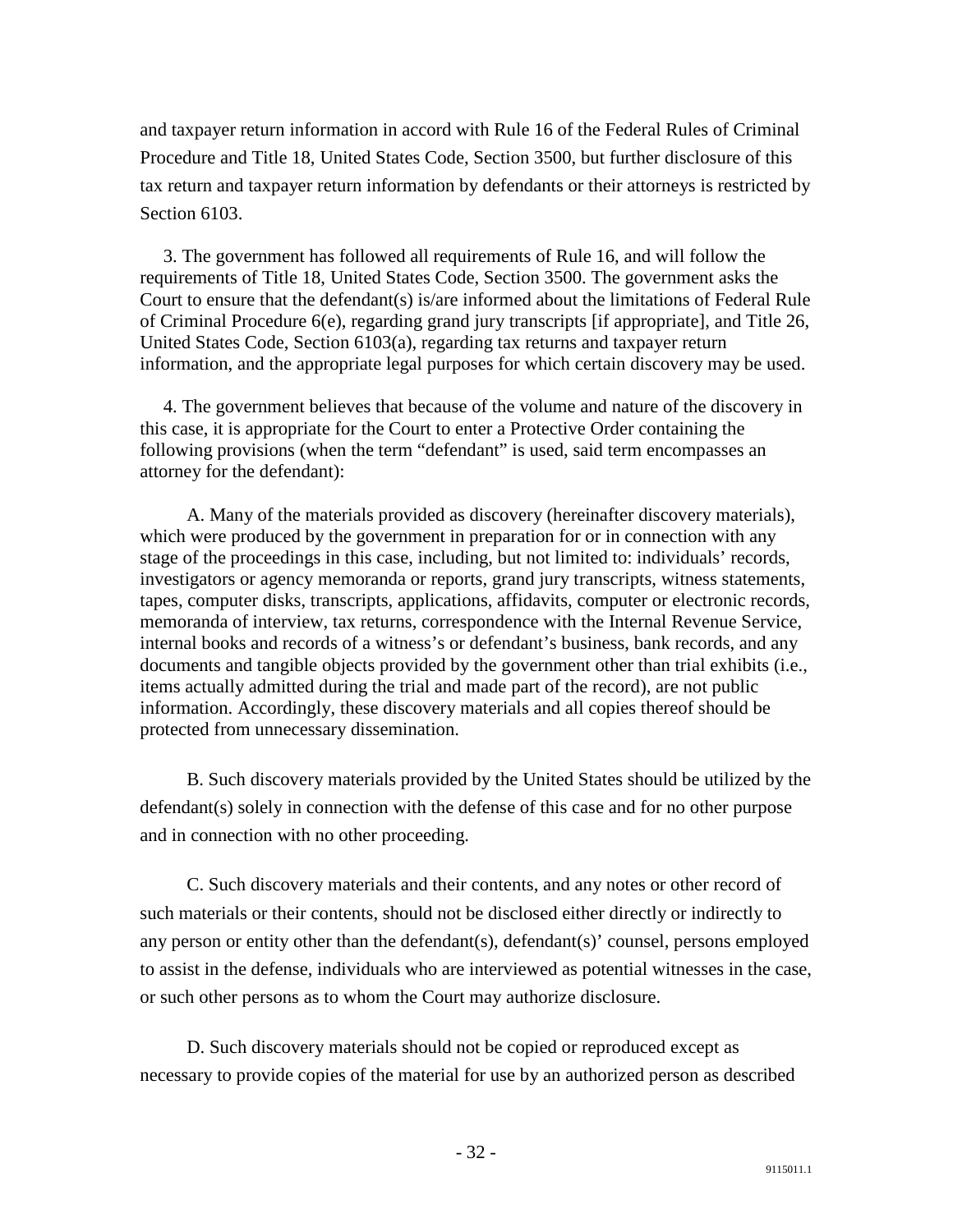and taxpayer return information in accord with Rule 16 of the Federal Rules of Criminal Procedure and Title 18, United States Code, Section 3500, but further disclosure of this tax return and taxpayer return information by defendants or their attorneys is restricted by Section 6103.

3. The government has followed all requirements of Rule 16, and will follow the requirements of Title 18, United States Code, Section 3500. The government asks the Court to ensure that the defendant(s) is/are informed about the limitations of Federal Rule of Criminal Procedure 6(e), regarding grand jury transcripts [if appropriate], and Title 26, United States Code, Section 6103(a), regarding tax returns and taxpayer return information, and the appropriate legal purposes for which certain discovery may be used.

4. The government believes that because of the volume and nature of the discovery in this case, it is appropriate for the Court to enter a Protective Order containing the following provisions (when the term "defendant" is used, said term encompasses an attorney for the defendant):

A. Many of the materials provided as discovery (hereinafter discovery materials), which were produced by the government in preparation for or in connection with any stage of the proceedings in this case, including, but not limited to: individuals' records, investigators or agency memoranda or reports, grand jury transcripts, witness statements, tapes, computer disks, transcripts, applications, affidavits, computer or electronic records, memoranda of interview, tax returns, correspondence with the Internal Revenue Service, internal books and records of a witness's or defendant's business, bank records, and any documents and tangible objects provided by the government other than trial exhibits (i.e., items actually admitted during the trial and made part of the record), are not public information. Accordingly, these discovery materials and all copies thereof should be protected from unnecessary dissemination.

B. Such discovery materials provided by the United States should be utilized by the defendant(s) solely in connection with the defense of this case and for no other purpose and in connection with no other proceeding.

C. Such discovery materials and their contents, and any notes or other record of such materials or their contents, should not be disclosed either directly or indirectly to any person or entity other than the defendant(s), defendant(s)' counsel, persons employed to assist in the defense, individuals who are interviewed as potential witnesses in the case, or such other persons as to whom the Court may authorize disclosure.

D. Such discovery materials should not be copied or reproduced except as necessary to provide copies of the material for use by an authorized person as described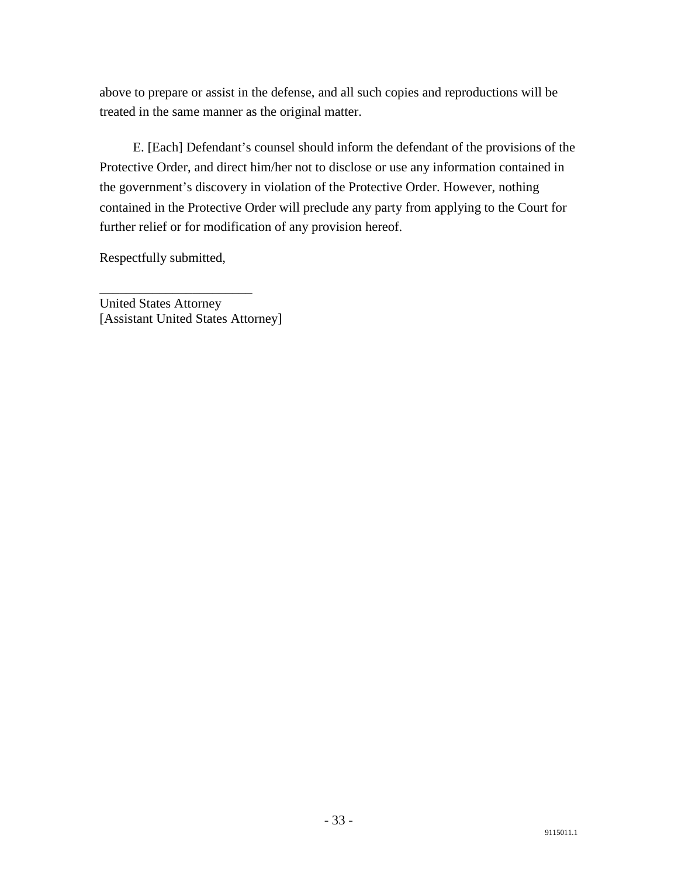above to prepare or assist in the defense, and all such copies and reproductions will be treated in the same manner as the original matter.

E. [Each] Defendant's counsel should inform the defendant of the provisions of the Protective Order, and direct him/her not to disclose or use any information contained in the government's discovery in violation of the Protective Order. However, nothing contained in the Protective Order will preclude any party from applying to the Court for further relief or for modification of any provision hereof.

Respectfully submitted,

_______________________
United States Attorney
[Assistant United States Attorney]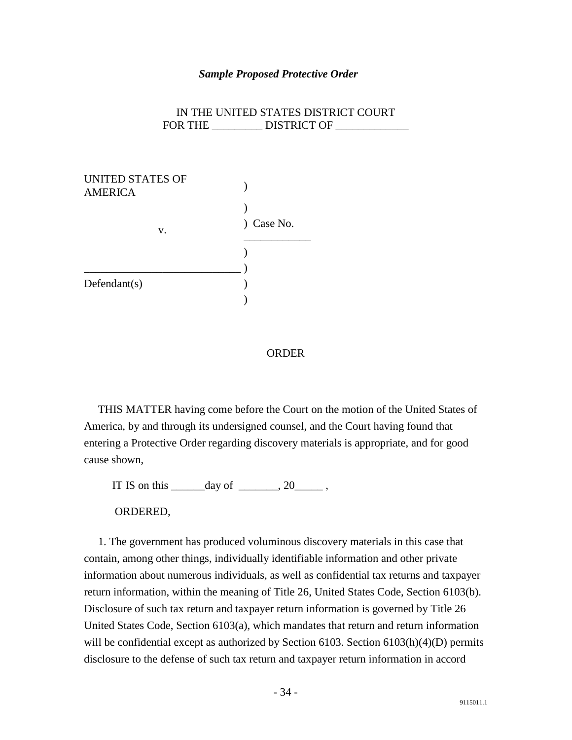*Sample Proposed Protective Order*

IN THE UNITED STATES DISTRICT COURT
FOR THE _________ DISTRICT OF _____________

| | | |
|---|---|---|
| UNITED STATES OF AMERICA | ) | |
| | ) | |
| v. | ) | Case No. ____________ |
| | ) | |
| ____________________________ | ) | |
| Defendant(s) | ) | |
| | ) | |

ORDER

THIS MATTER having come before the Court on the motion of the United States of America, by and through its undersigned counsel, and the Court having found that entering a Protective Order regarding discovery materials is appropriate, and for good cause shown,

IT IS on this ______day of _______, 20_____ ,

ORDERED,

1. The government has produced voluminous discovery materials in this case that contain, among other things, individually identifiable information and other private information about numerous individuals, as well as confidential tax returns and taxpayer return information, within the meaning of Title 26, United States Code, Section 6103(b). Disclosure of such tax return and taxpayer return information is governed by Title 26 United States Code, Section 6103(a), which mandates that return and return information will be confidential except as authorized by Section 6103. Section 6103(h)(4)(D) permits disclosure to the defense of such tax return and taxpayer return information in accord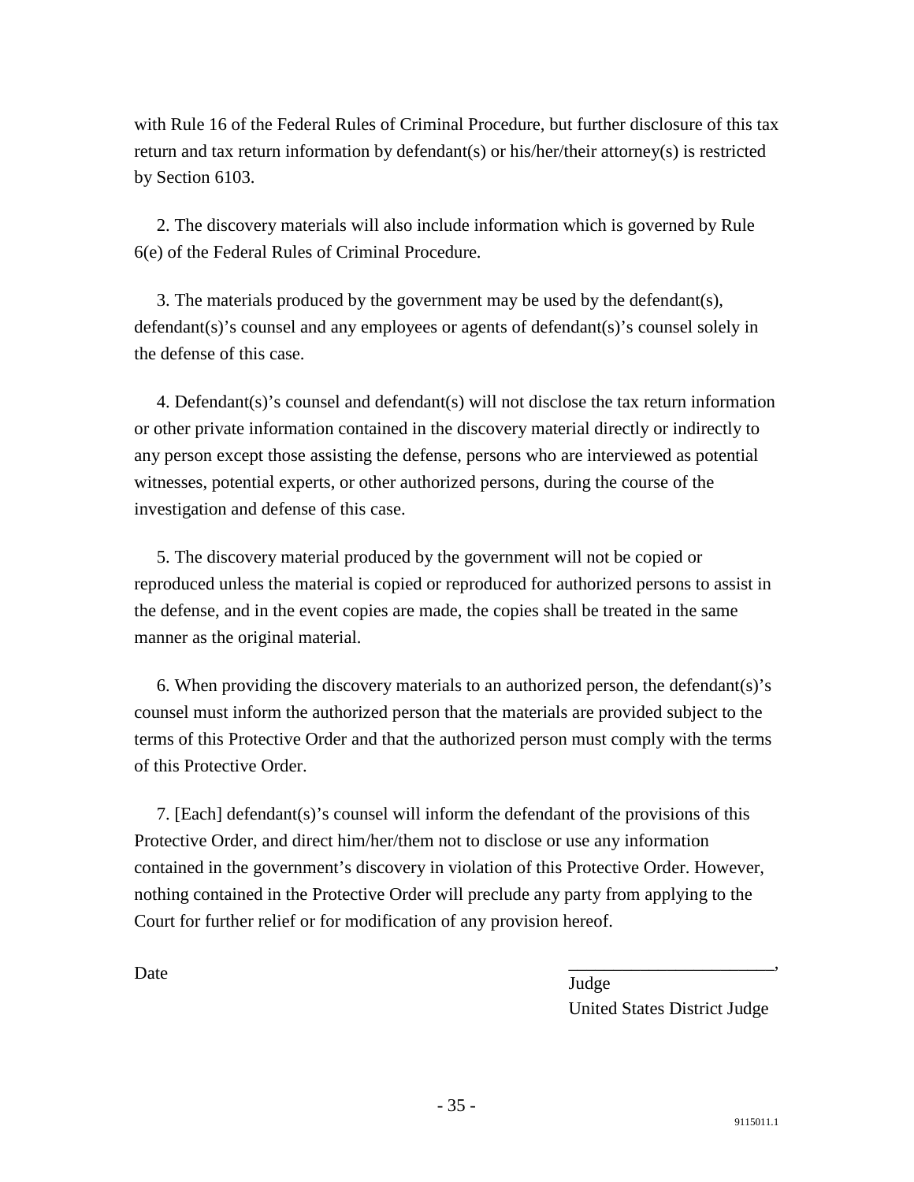with Rule 16 of the Federal Rules of Criminal Procedure, but further disclosure of this tax return and tax return information by defendant(s) or his/her/their attorney(s) is restricted by Section 6103.

2. The discovery materials will also include information which is governed by Rule 6(e) of the Federal Rules of Criminal Procedure.

3. The materials produced by the government may be used by the defendant(s), defendant(s)'s counsel and any employees or agents of defendant(s)'s counsel solely in the defense of this case.

4. Defendant(s)'s counsel and defendant(s) will not disclose the tax return information or other private information contained in the discovery material directly or indirectly to any person except those assisting the defense, persons who are interviewed as potential witnesses, potential experts, or other authorized persons, during the course of the investigation and defense of this case.

5. The discovery material produced by the government will not be copied or reproduced unless the material is copied or reproduced for authorized persons to assist in the defense, and in the event copies are made, the copies shall be treated in the same manner as the original material.

6. When providing the discovery materials to an authorized person, the defendant(s)'s counsel must inform the authorized person that the materials are provided subject to the terms of this Protective Order and that the authorized person must comply with the terms of this Protective Order.

7. [Each] defendant(s)'s counsel will inform the defendant of the provisions of this Protective Order, and direct him/her/them not to disclose or use any information contained in the government's discovery in violation of this Protective Order. However, nothing contained in the Protective Order will preclude any party from applying to the Court for further relief or for modification of any provision hereof.

Date

_______________________,
Judge
United States District Judge

9115011.1